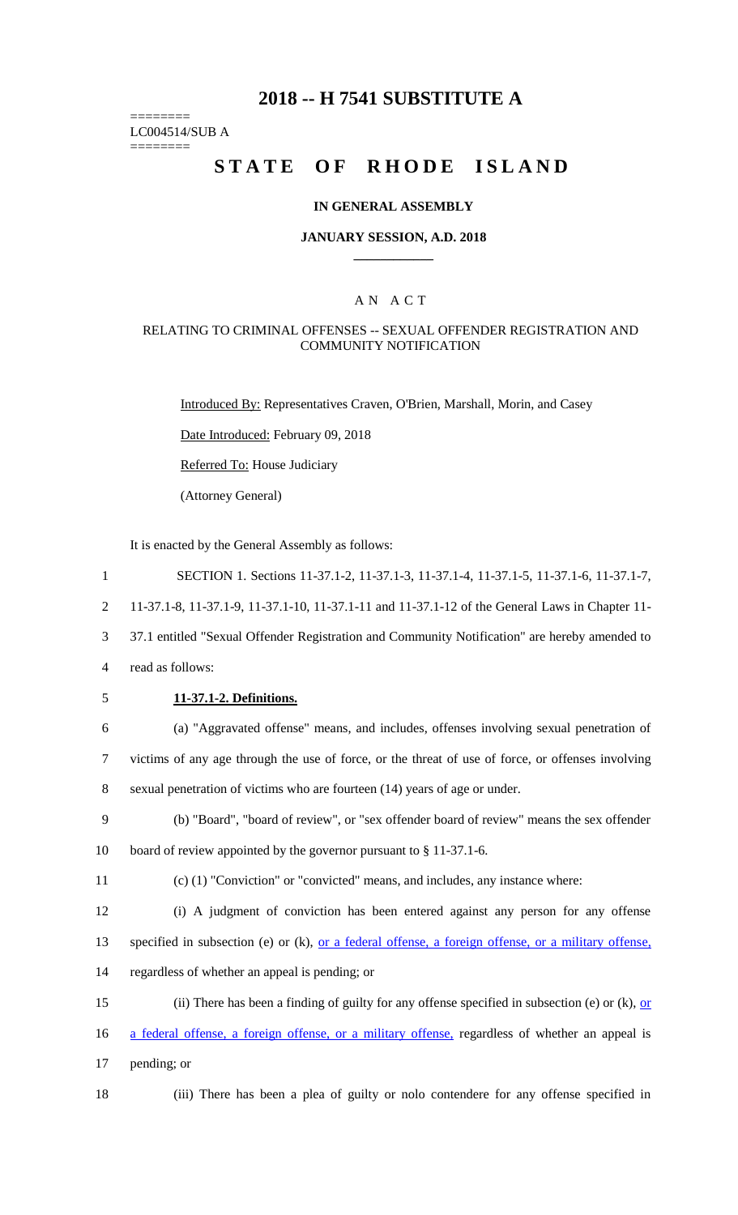# 2018 -- H 7541 SUBSTITUTE A

========
LC004514/SUB A
========

# STATE OF RHODE ISLAND

## IN GENERAL ASSEMBLY

### JANUARY SESSION, A.D. 2018

A N A C T

RELATING TO CRIMINAL OFFENSES -- SEXUAL OFFENDER REGISTRATION AND COMMUNITY NOTIFICATION

Introduced By: Representatives Craven, O'Brien, Marshall, Morin, and Casey

Date Introduced: February 09, 2018

Referred To: House Judiciary

(Attorney General)

It is enacted by the General Assembly as follows:

1 SECTION 1. Sections 11-37.1-2, 11-37.1-3, 11-37.1-4, 11-37.1-5, 11-37.1-6, 11-37.1-7,
2 11-37.1-8, 11-37.1-9, 11-37.1-10, 11-37.1-11 and 11-37.1-12 of the General Laws in Chapter 11-
3 37.1 entitled "Sexual Offender Registration and Community Notification" are hereby amended to
4 read as follows:

5 **11-37.1-2. Definitions.**

6 (a) "Aggravated offense" means, and includes, offenses involving sexual penetration of
7 victims of any age through the use of force, or the threat of use of force, or offenses involving
8 sexual penetration of victims who are fourteen (14) years of age or under.

9 (b) "Board", "board of review", or "sex offender board of review" means the sex offender
10 board of review appointed by the governor pursuant to § 11-37.1-6.

11 (c) (1) "Conviction" or "convicted" means, and includes, any instance where:

12 (i) A judgment of conviction has been entered against any person for any offense
13 specified in subsection (e) or (k), or a federal offense, a foreign offense, or a military offense,
14 regardless of whether an appeal is pending; or

15 (ii) There has been a finding of guilty for any offense specified in subsection (e) or (k), or
16 a federal offense, a foreign offense, or a military offense, regardless of whether an appeal is
17 pending; or

18 (iii) There has been a plea of guilty or nolo contendere for any offense specified in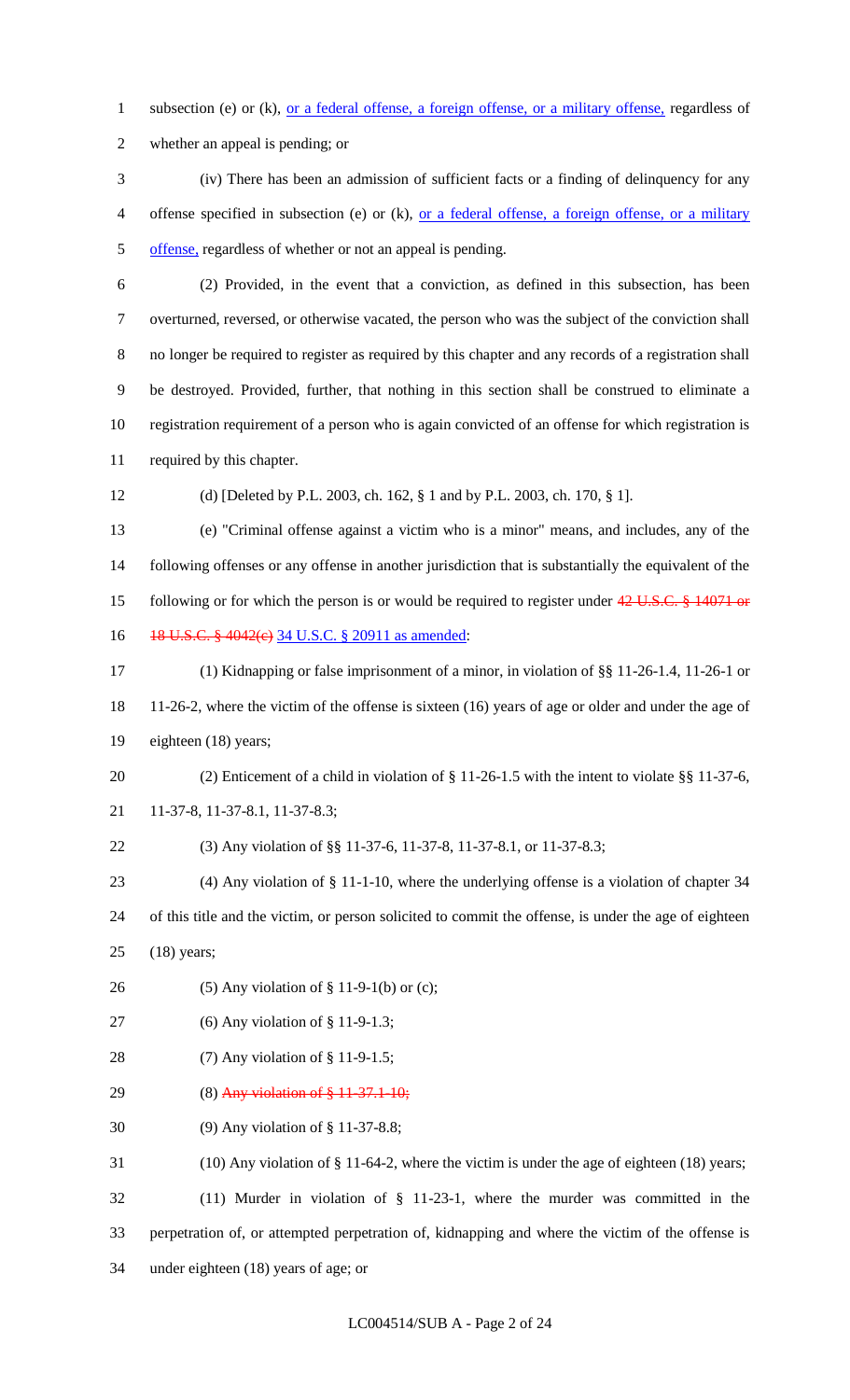subsection (e) or (k), or a federal offense, a foreign offense, or a military offense, regardless of whether an appeal is pending; or

(iv) There has been an admission of sufficient facts or a finding of delinquency for any offense specified in subsection (e) or (k), or a federal offense, a foreign offense, or a military offense, regardless of whether or not an appeal is pending.

(2) Provided, in the event that a conviction, as defined in this subsection, has been overturned, reversed, or otherwise vacated, the person who was the subject of the conviction shall no longer be required to register as required by this chapter and any records of a registration shall be destroyed. Provided, further, that nothing in this section shall be construed to eliminate a registration requirement of a person who is again convicted of an offense for which registration is required by this chapter.

(d) [Deleted by P.L. 2003, ch. 162, § 1 and by P.L. 2003, ch. 170, § 1].

(e) "Criminal offense against a victim who is a minor" means, and includes, any of the following offenses or any offense in another jurisdiction that is substantially the equivalent of the following or for which the person is or would be required to register under ~~42 U.S.C. § 14071 or 18 U.S.C. § 4042(c)~~ 34 U.S.C. § 20911 as amended:

(1) Kidnapping or false imprisonment of a minor, in violation of §§ 11-26-1.4, 11-26-1 or 11-26-2, where the victim of the offense is sixteen (16) years of age or older and under the age of eighteen (18) years;

(2) Enticement of a child in violation of § 11-26-1.5 with the intent to violate §§ 11-37-6, 11-37-8, 11-37-8.1, 11-37-8.3;

(3) Any violation of §§ 11-37-6, 11-37-8, 11-37-8.1, or 11-37-8.3;

(4) Any violation of § 11-1-10, where the underlying offense is a violation of chapter 34 of this title and the victim, or person solicited to commit the offense, is under the age of eighteen (18) years;

(5) Any violation of § 11-9-1(b) or (c);

(6) Any violation of § 11-9-1.3;

(7) Any violation of § 11-9-1.5;

(8) ~~Any violation of § 11-37.1-10;~~

(9) Any violation of § 11-37-8.8;

(10) Any violation of § 11-64-2, where the victim is under the age of eighteen (18) years;

(11) Murder in violation of § 11-23-1, where the murder was committed in the perpetration of, or attempted perpetration of, kidnapping and where the victim of the offense is under eighteen (18) years of age; or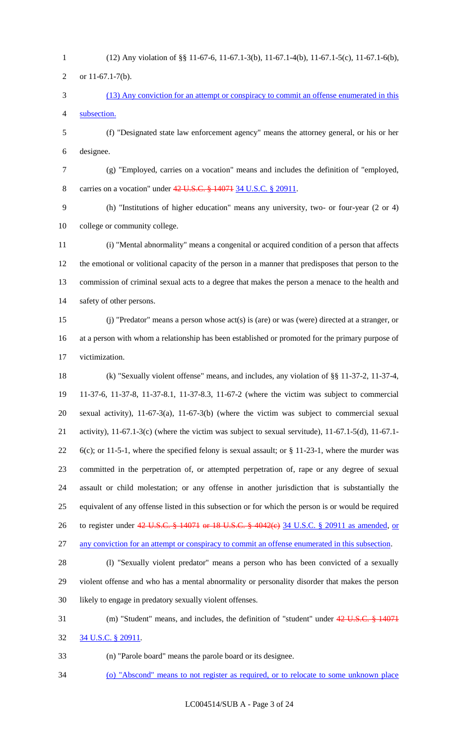(12) Any violation of §§ 11-67-6, 11-67.1-3(b), 11-67.1-4(b), 11-67.1-5(c), 11-67.1-6(b), or 11-67.1-7(b).

(13) Any conviction for an attempt or conspiracy to commit an offense enumerated in this subsection.

(f) "Designated state law enforcement agency" means the attorney general, or his or her designee.

(g) "Employed, carries on a vocation" means and includes the definition of "employed, carries on a vocation" under ~~42 U.S.C. § 14071~~ 34 U.S.C. § 20911.

(h) "Institutions of higher education" means any university, two- or four-year (2 or 4) college or community college.

(i) "Mental abnormality" means a congenital or acquired condition of a person that affects the emotional or volitional capacity of the person in a manner that predisposes that person to the commission of criminal sexual acts to a degree that makes the person a menace to the health and safety of other persons.

(j) "Predator" means a person whose act(s) is (are) or was (were) directed at a stranger, or at a person with whom a relationship has been established or promoted for the primary purpose of victimization.

(k) "Sexually violent offense" means, and includes, any violation of §§ 11-37-2, 11-37-4, 11-37-6, 11-37-8, 11-37-8.1, 11-37-8.3, 11-67-2 (where the victim was subject to commercial sexual activity), 11-67-3(a), 11-67-3(b) (where the victim was subject to commercial sexual activity), 11-67.1-3(c) (where the victim was subject to sexual servitude), 11-67.1-5(d), 11-67.1-6(c); or 11-5-1, where the specified felony is sexual assault; or § 11-23-1, where the murder was committed in the perpetration of, or attempted perpetration of, rape or any degree of sexual assault or child molestation; or any offense in another jurisdiction that is substantially the equivalent of any offense listed in this subsection or for which the person is or would be required to register under ~~42 U.S.C. § 14071 or 18 U.S.C. § 4042(c)~~ 34 U.S.C. § 20911 as amended, or any conviction for an attempt or conspiracy to commit an offense enumerated in this subsection.

(l) "Sexually violent predator" means a person who has been convicted of a sexually violent offense and who has a mental abnormality or personality disorder that makes the person likely to engage in predatory sexually violent offenses.

(m) "Student" means, and includes, the definition of "student" under ~~42 U.S.C. § 14071~~ 34 U.S.C. § 20911.

(n) "Parole board" means the parole board or its designee.

(o) "Abscond" means to not register as required, or to relocate to some unknown place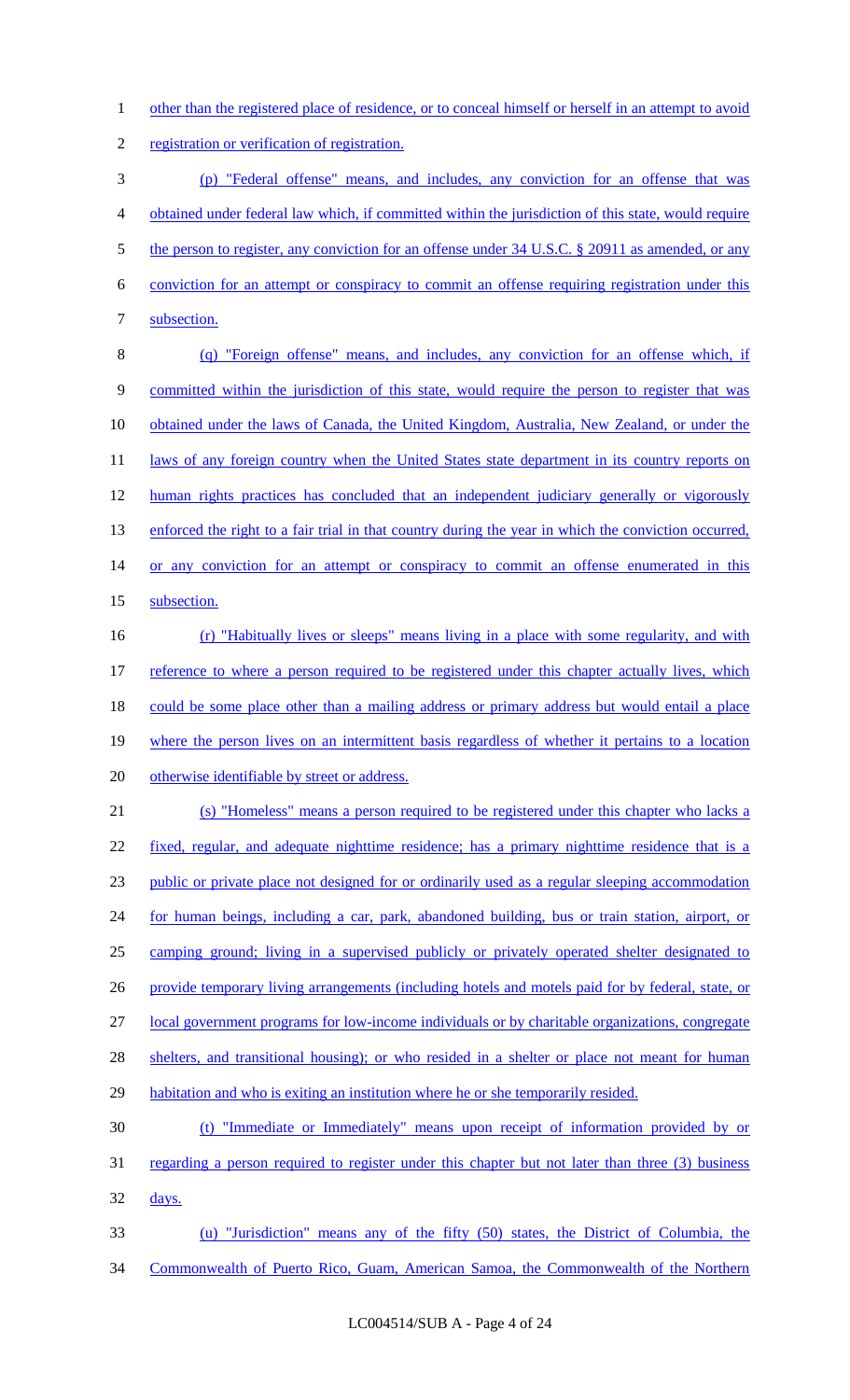other than the registered place of residence, or to conceal himself or herself in an attempt to avoid registration or verification of registration.

(p) "Federal offense" means, and includes, any conviction for an offense that was obtained under federal law which, if committed within the jurisdiction of this state, would require the person to register, any conviction for an offense under 34 U.S.C. § 20911 as amended, or any conviction for an attempt or conspiracy to commit an offense requiring registration under this subsection.

(q) "Foreign offense" means, and includes, any conviction for an offense which, if committed within the jurisdiction of this state, would require the person to register that was obtained under the laws of Canada, the United Kingdom, Australia, New Zealand, or under the laws of any foreign country when the United States state department in its country reports on human rights practices has concluded that an independent judiciary generally or vigorously enforced the right to a fair trial in that country during the year in which the conviction occurred, or any conviction for an attempt or conspiracy to commit an offense enumerated in this subsection.

(r) "Habitually lives or sleeps" means living in a place with some regularity, and with reference to where a person required to be registered under this chapter actually lives, which could be some place other than a mailing address or primary address but would entail a place where the person lives on an intermittent basis regardless of whether it pertains to a location otherwise identifiable by street or address.

(s) "Homeless" means a person required to be registered under this chapter who lacks a fixed, regular, and adequate nighttime residence; has a primary nighttime residence that is a public or private place not designed for or ordinarily used as a regular sleeping accommodation for human beings, including a car, park, abandoned building, bus or train station, airport, or camping ground; living in a supervised publicly or privately operated shelter designated to provide temporary living arrangements (including hotels and motels paid for by federal, state, or local government programs for low-income individuals or by charitable organizations, congregate shelters, and transitional housing); or who resided in a shelter or place not meant for human habitation and who is exiting an institution where he or she temporarily resided.

(t) "Immediate or Immediately" means upon receipt of information provided by or regarding a person required to register under this chapter but not later than three (3) business days.

(u) "Jurisdiction" means any of the fifty (50) states, the District of Columbia, the Commonwealth of Puerto Rico, Guam, American Samoa, the Commonwealth of the Northern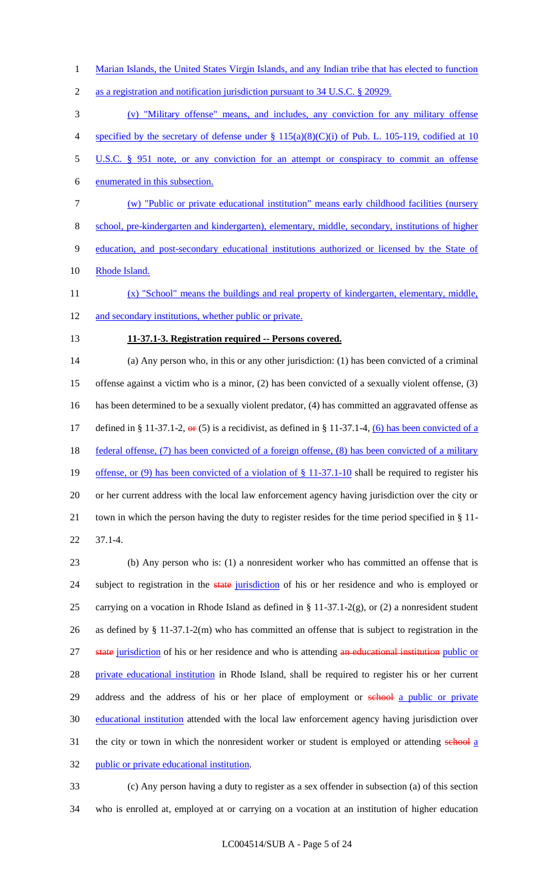Marian Islands, the United States Virgin Islands, and any Indian tribe that has elected to function as a registration and notification jurisdiction pursuant to 34 U.S.C. § 20929.

(v) "Military offense" means, and includes, any conviction for any military offense specified by the secretary of defense under § 115(a)(8)(C)(i) of Pub. L. 105-119, codified at 10 U.S.C. § 951 note, or any conviction for an attempt or conspiracy to commit an offense enumerated in this subsection.

(w) "Public or private educational institution" means early childhood facilities (nursery school, pre-kindergarten and kindergarten), elementary, middle, secondary, institutions of higher education, and post-secondary educational institutions authorized or licensed by the State of Rhode Island.

(x) "School" means the buildings and real property of kindergarten, elementary, middle, and secondary institutions, whether public or private.

**11-37.1-3. Registration required -- Persons covered.**

(a) Any person who, in this or any other jurisdiction: (1) has been convicted of a criminal offense against a victim who is a minor, (2) has been convicted of a sexually violent offense, (3) has been determined to be a sexually violent predator, (4) has committed an aggravated offense as defined in § 11-37.1-2, ~~or~~ (5) is a recidivist, as defined in § 11-37.1-4, (6) has been convicted of a federal offense, (7) has been convicted of a foreign offense, (8) has been convicted of a military offense, or (9) has been convicted of a violation of § 11-37.1-10 shall be required to register his or her current address with the local law enforcement agency having jurisdiction over the city or town in which the person having the duty to register resides for the time period specified in § 11-37.1-4.

(b) Any person who is: (1) a nonresident worker who has committed an offense that is subject to registration in the ~~state~~ jurisdiction of his or her residence and who is employed or carrying on a vocation in Rhode Island as defined in § 11-37.1-2(g), or (2) a nonresident student as defined by § 11-37.1-2(m) who has committed an offense that is subject to registration in the ~~state~~ jurisdiction of his or her residence and who is attending ~~an educational institution~~ public or private educational institution in Rhode Island, shall be required to register his or her current address and the address of his or her place of employment or ~~school~~ a public or private educational institution attended with the local law enforcement agency having jurisdiction over the city or town in which the nonresident worker or student is employed or attending ~~school~~ a public or private educational institution.

(c) Any person having a duty to register as a sex offender in subsection (a) of this section who is enrolled at, employed at or carrying on a vocation at an institution of higher education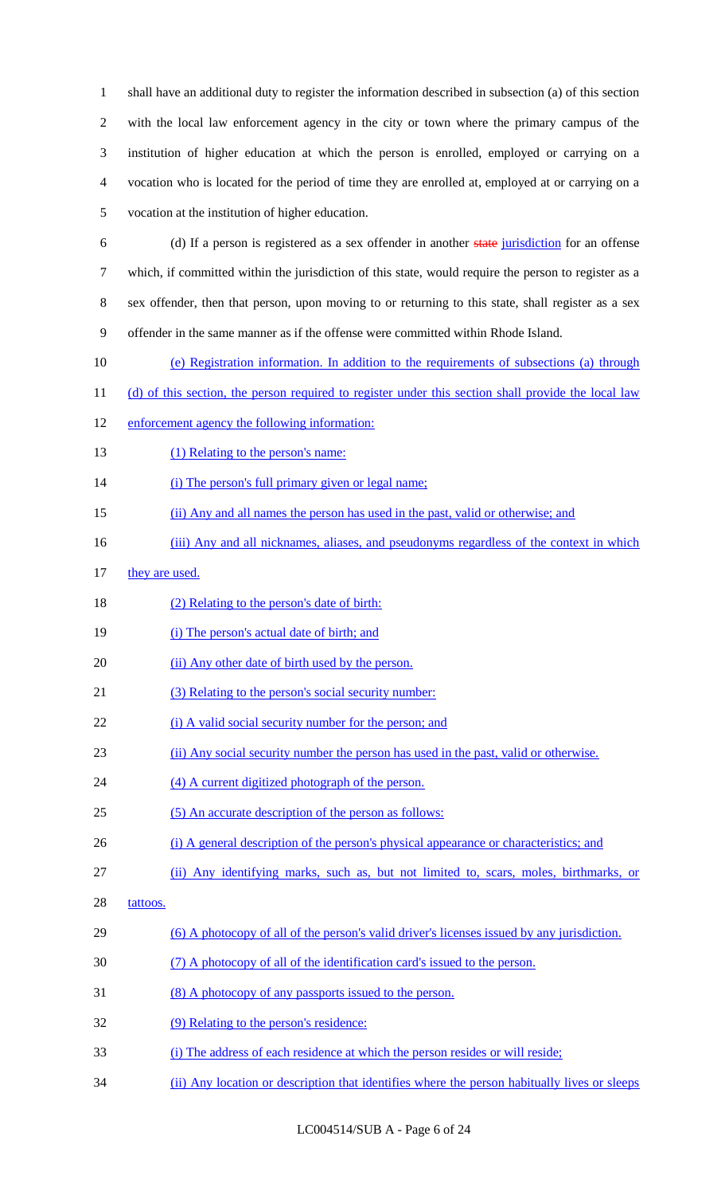shall have an additional duty to register the information described in subsection (a) of this section with the local law enforcement agency in the city or town where the primary campus of the institution of higher education at which the person is enrolled, employed or carrying on a vocation who is located for the period of time they are enrolled at, employed at or carrying on a vocation at the institution of higher education.

(d) If a person is registered as a sex offender in another ~~state~~ jurisdiction for an offense which, if committed within the jurisdiction of this state, would require the person to register as a sex offender, then that person, upon moving to or returning to this state, shall register as a sex offender in the same manner as if the offense were committed within Rhode Island.

(e) Registration information. In addition to the requirements of subsections (a) through (d) of this section, the person required to register under this section shall provide the local law enforcement agency the following information:

(1) Relating to the person's name:

(i) The person's full primary given or legal name;

(ii) Any and all names the person has used in the past, valid or otherwise; and

(iii) Any and all nicknames, aliases, and pseudonyms regardless of the context in which they are used.

(2) Relating to the person's date of birth:

(i) The person's actual date of birth; and

(ii) Any other date of birth used by the person.

(3) Relating to the person's social security number:

(i) A valid social security number for the person; and

(ii) Any social security number the person has used in the past, valid or otherwise.

(4) A current digitized photograph of the person.

(5) An accurate description of the person as follows:

(i) A general description of the person's physical appearance or characteristics; and

(ii) Any identifying marks, such as, but not limited to, scars, moles, birthmarks, or tattoos.

(6) A photocopy of all of the person's valid driver's licenses issued by any jurisdiction.

(7) A photocopy of all of the identification card's issued to the person.

(8) A photocopy of any passports issued to the person.

(9) Relating to the person's residence:

(i) The address of each residence at which the person resides or will reside;

(ii) Any location or description that identifies where the person habitually lives or sleeps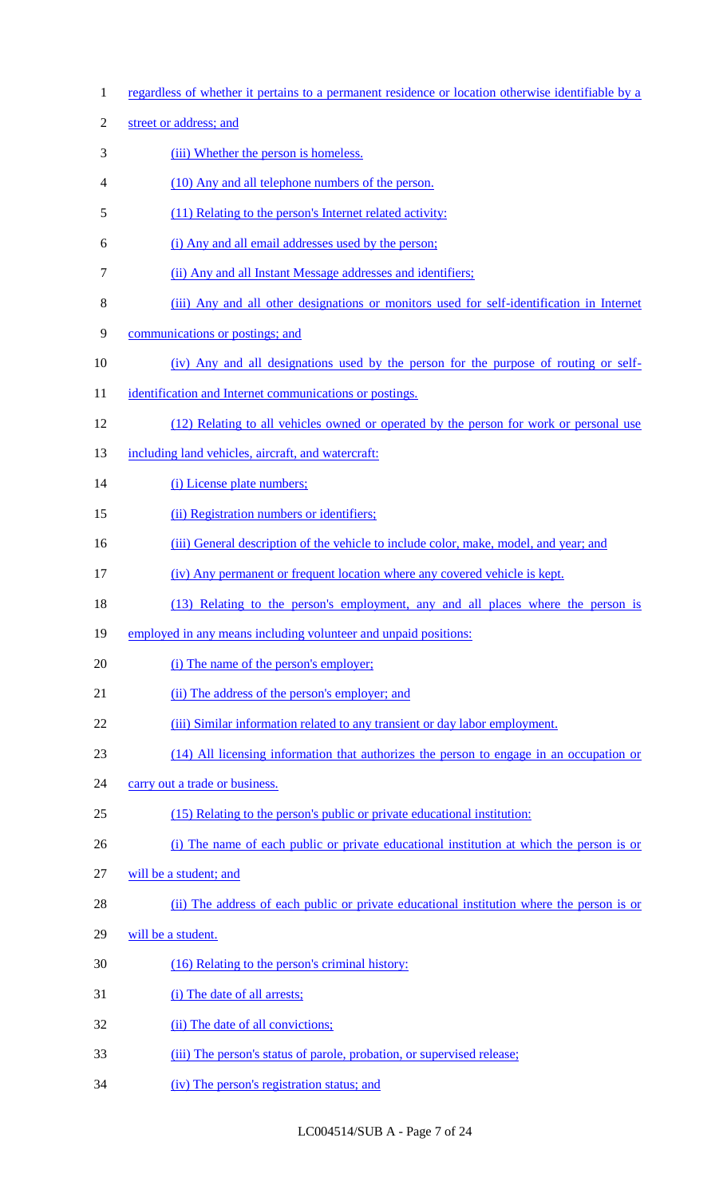regardless of whether it pertains to a permanent residence or location otherwise identifiable by a street or address; and

(iii) Whether the person is homeless.

(10) Any and all telephone numbers of the person.

(11) Relating to the person's Internet related activity:

(i) Any and all email addresses used by the person;

(ii) Any and all Instant Message addresses and identifiers;

(iii) Any and all other designations or monitors used for self-identification in Internet communications or postings; and

(iv) Any and all designations used by the person for the purpose of routing or self-identification and Internet communications or postings.

(12) Relating to all vehicles owned or operated by the person for work or personal use including land vehicles, aircraft, and watercraft:

(i) License plate numbers;

(ii) Registration numbers or identifiers;

(iii) General description of the vehicle to include color, make, model, and year; and

(iv) Any permanent or frequent location where any covered vehicle is kept.

(13) Relating to the person's employment, any and all places where the person is employed in any means including volunteer and unpaid positions:

(i) The name of the person's employer;

(ii) The address of the person's employer; and

(iii) Similar information related to any transient or day labor employment.

(14) All licensing information that authorizes the person to engage in an occupation or carry out a trade or business.

(15) Relating to the person's public or private educational institution:

(i) The name of each public or private educational institution at which the person is or will be a student; and

(ii) The address of each public or private educational institution where the person is or will be a student.

(16) Relating to the person's criminal history:

(i) The date of all arrests;

(ii) The date of all convictions;

(iii) The person's status of parole, probation, or supervised release;

(iv) The person's registration status; and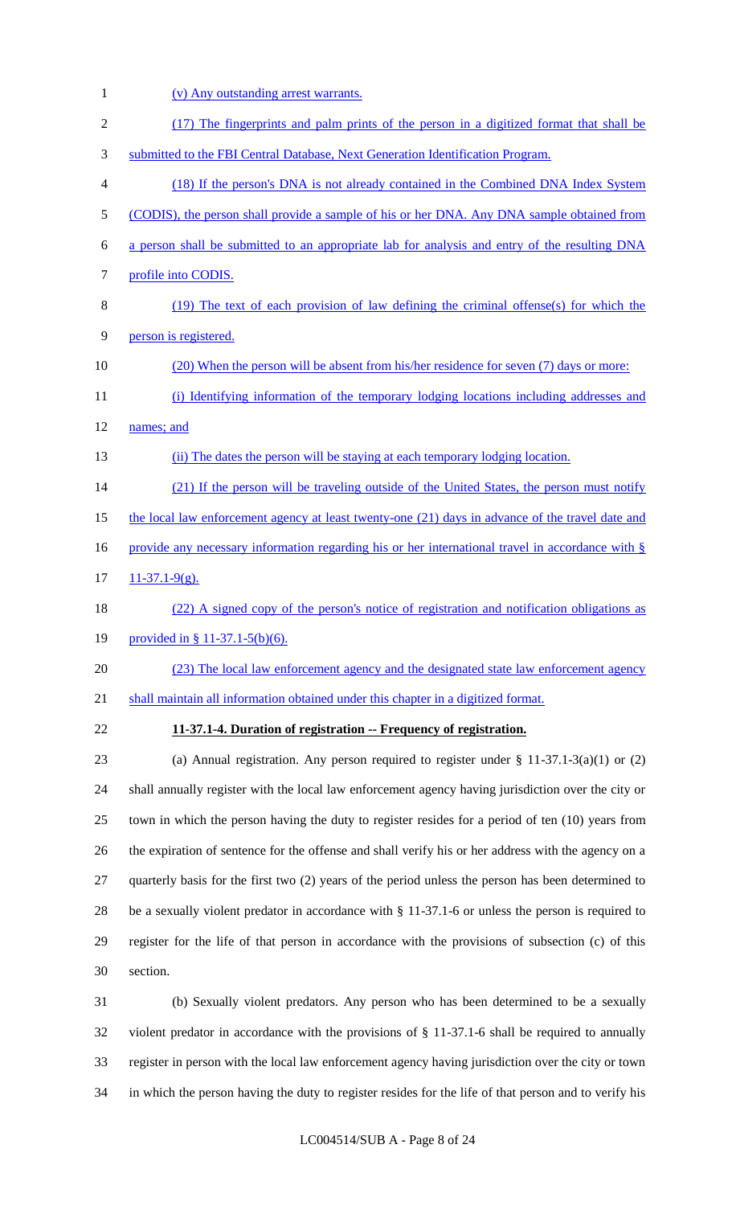(v) Any outstanding arrest warrants.

(17) The fingerprints and palm prints of the person in a digitized format that shall be submitted to the FBI Central Database, Next Generation Identification Program.

(18) If the person's DNA is not already contained in the Combined DNA Index System (CODIS), the person shall provide a sample of his or her DNA. Any DNA sample obtained from a person shall be submitted to an appropriate lab for analysis and entry of the resulting DNA profile into CODIS.

(19) The text of each provision of law defining the criminal offense(s) for which the person is registered.

(20) When the person will be absent from his/her residence for seven (7) days or more:

(i) Identifying information of the temporary lodging locations including addresses and names; and

(ii) The dates the person will be staying at each temporary lodging location.

(21) If the person will be traveling outside of the United States, the person must notify the local law enforcement agency at least twenty-one (21) days in advance of the travel date and provide any necessary information regarding his or her international travel in accordance with § 11-37.1-9(g).

(22) A signed copy of the person's notice of registration and notification obligations as provided in § 11-37.1-5(b)(6).

(23) The local law enforcement agency and the designated state law enforcement agency shall maintain all information obtained under this chapter in a digitized format.

**11-37.1-4. Duration of registration -- Frequency of registration.**

(a) Annual registration. Any person required to register under § 11-37.1-3(a)(1) or (2) shall annually register with the local law enforcement agency having jurisdiction over the city or town in which the person having the duty to register resides for a period of ten (10) years from the expiration of sentence for the offense and shall verify his or her address with the agency on a quarterly basis for the first two (2) years of the period unless the person has been determined to be a sexually violent predator in accordance with § 11-37.1-6 or unless the person is required to register for the life of that person in accordance with the provisions of subsection (c) of this section.

(b) Sexually violent predators. Any person who has been determined to be a sexually violent predator in accordance with the provisions of § 11-37.1-6 shall be required to annually register in person with the local law enforcement agency having jurisdiction over the city or town in which the person having the duty to register resides for the life of that person and to verify his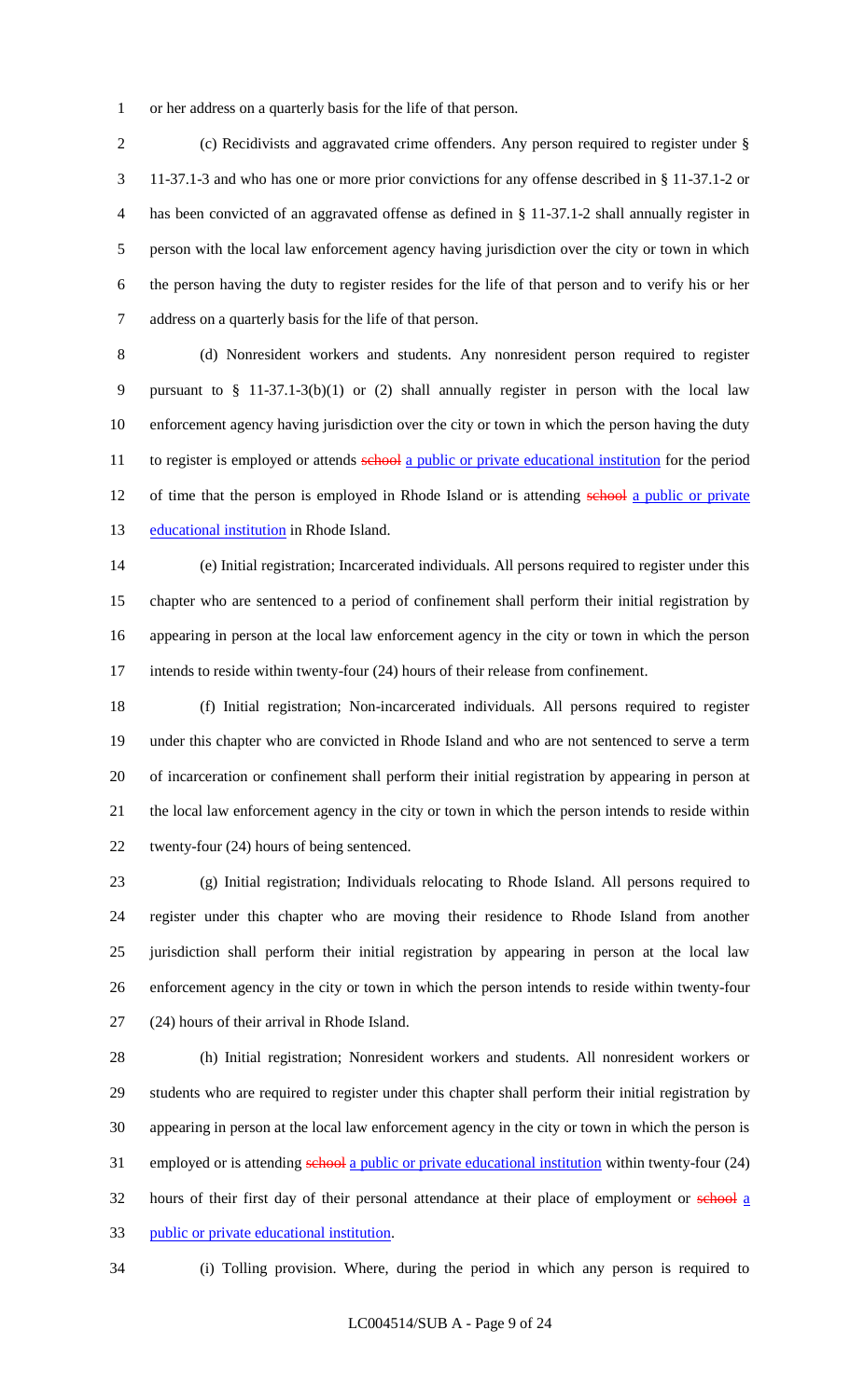or her address on a quarterly basis for the life of that person.

(c) Recidivists and aggravated crime offenders. Any person required to register under § 11-37.1-3 and who has one or more prior convictions for any offense described in § 11-37.1-2 or has been convicted of an aggravated offense as defined in § 11-37.1-2 shall annually register in person with the local law enforcement agency having jurisdiction over the city or town in which the person having the duty to register resides for the life of that person and to verify his or her address on a quarterly basis for the life of that person.

(d) Nonresident workers and students. Any nonresident person required to register pursuant to § 11-37.1-3(b)(1) or (2) shall annually register in person with the local law enforcement agency having jurisdiction over the city or town in which the person having the duty to register is employed or attends ~~school~~ a public or private educational institution for the period of time that the person is employed in Rhode Island or is attending ~~school~~ a public or private educational institution in Rhode Island.

(e) Initial registration; Incarcerated individuals. All persons required to register under this chapter who are sentenced to a period of confinement shall perform their initial registration by appearing in person at the local law enforcement agency in the city or town in which the person intends to reside within twenty-four (24) hours of their release from confinement.

(f) Initial registration; Non-incarcerated individuals. All persons required to register under this chapter who are convicted in Rhode Island and who are not sentenced to serve a term of incarceration or confinement shall perform their initial registration by appearing in person at the local law enforcement agency in the city or town in which the person intends to reside within twenty-four (24) hours of being sentenced.

(g) Initial registration; Individuals relocating to Rhode Island. All persons required to register under this chapter who are moving their residence to Rhode Island from another jurisdiction shall perform their initial registration by appearing in person at the local law enforcement agency in the city or town in which the person intends to reside within twenty-four (24) hours of their arrival in Rhode Island.

(h) Initial registration; Nonresident workers and students. All nonresident workers or students who are required to register under this chapter shall perform their initial registration by appearing in person at the local law enforcement agency in the city or town in which the person is employed or is attending ~~school~~ a public or private educational institution within twenty-four (24) hours of their first day of their personal attendance at their place of employment or ~~school~~ a public or private educational institution.

(i) Tolling provision. Where, during the period in which any person is required to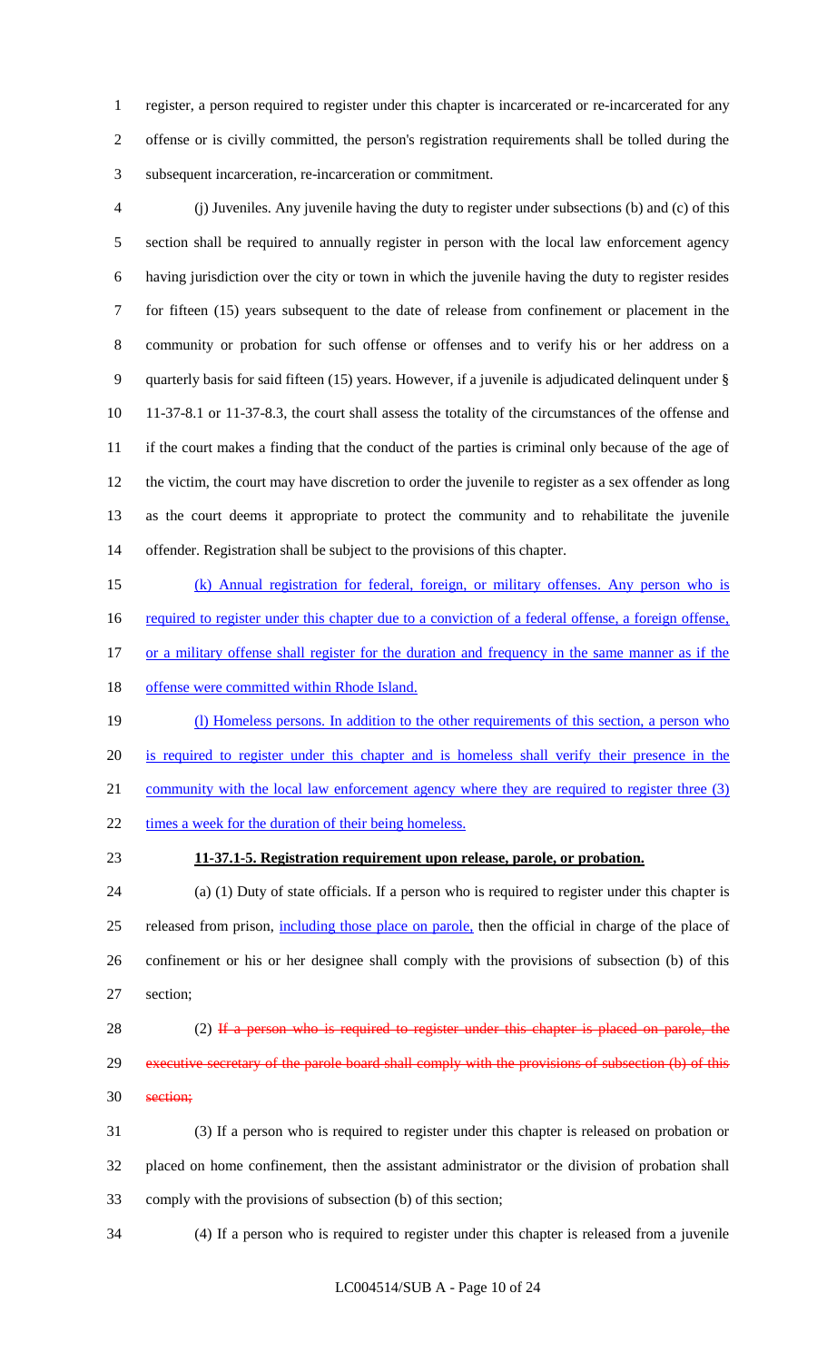register, a person required to register under this chapter is incarcerated or re-incarcerated for any offense or is civilly committed, the person's registration requirements shall be tolled during the subsequent incarceration, re-incarceration or commitment.

(j) Juveniles. Any juvenile having the duty to register under subsections (b) and (c) of this section shall be required to annually register in person with the local law enforcement agency having jurisdiction over the city or town in which the juvenile having the duty to register resides for fifteen (15) years subsequent to the date of release from confinement or placement in the community or probation for such offense or offenses and to verify his or her address on a quarterly basis for said fifteen (15) years. However, if a juvenile is adjudicated delinquent under § 11-37-8.1 or 11-37-8.3, the court shall assess the totality of the circumstances of the offense and if the court makes a finding that the conduct of the parties is criminal only because of the age of the victim, the court may have discretion to order the juvenile to register as a sex offender as long as the court deems it appropriate to protect the community and to rehabilitate the juvenile offender. Registration shall be subject to the provisions of this chapter.

<u>(k) Annual registration for federal, foreign, or military offenses. Any person who is required to register under this chapter due to a conviction of a federal offense, a foreign offense, or a military offense shall register for the duration and frequency in the same manner as if the offense were committed within Rhode Island.</u>

<u>(l) Homeless persons. In addition to the other requirements of this section, a person who is required to register under this chapter and is homeless shall verify their presence in the community with the local law enforcement agency where they are required to register three (3) times a week for the duration of their being homeless.</u>

**11-37.1-5. Registration requirement upon release, parole, or probation.**

(a) (1) Duty of state officials. If a person who is required to register under this chapter is released from prison, <u>including those place on parole,</u> then the official in charge of the place of confinement or his or her designee shall comply with the provisions of subsection (b) of this section;

(2) ~~If a person who is required to register under this chapter is placed on parole, the executive secretary of the parole board shall comply with the provisions of subsection (b) of this section;~~

(3) If a person who is required to register under this chapter is released on probation or placed on home confinement, then the assistant administrator or the division of probation shall comply with the provisions of subsection (b) of this section;

(4) If a person who is required to register under this chapter is released from a juvenile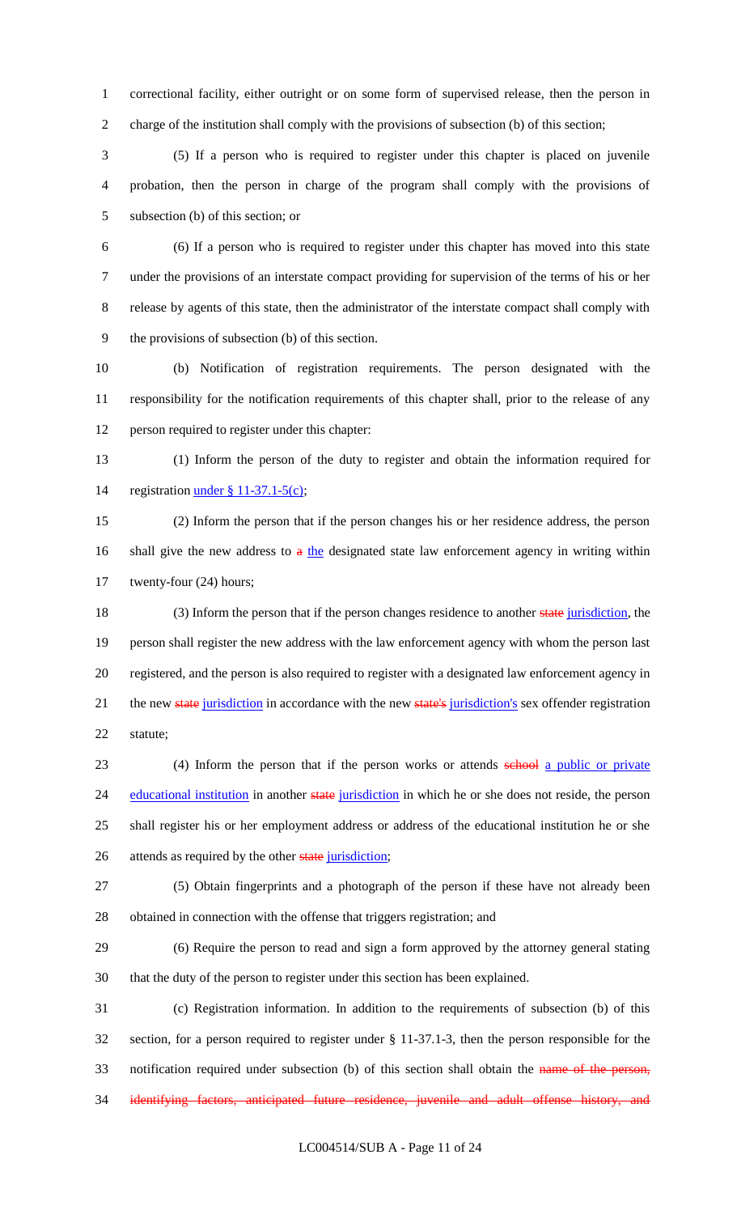correctional facility, either outright or on some form of supervised release, then the person in charge of the institution shall comply with the provisions of subsection (b) of this section;

(5) If a person who is required to register under this chapter is placed on juvenile probation, then the person in charge of the program shall comply with the provisions of subsection (b) of this section; or

(6) If a person who is required to register under this chapter has moved into this state under the provisions of an interstate compact providing for supervision of the terms of his or her release by agents of this state, then the administrator of the interstate compact shall comply with the provisions of subsection (b) of this section.

(b) Notification of registration requirements. The person designated with the responsibility for the notification requirements of this chapter shall, prior to the release of any person required to register under this chapter:

(1) Inform the person of the duty to register and obtain the information required for registration under § 11-37.1-5(c);

(2) Inform the person that if the person changes his or her residence address, the person shall give the new address to ~~a~~ the designated state law enforcement agency in writing within twenty-four (24) hours;

(3) Inform the person that if the person changes residence to another ~~state~~ jurisdiction, the person shall register the new address with the law enforcement agency with whom the person last registered, and the person is also required to register with a designated law enforcement agency in the new ~~state~~ jurisdiction in accordance with the new ~~state's~~ jurisdiction's sex offender registration statute;

(4) Inform the person that if the person works or attends ~~school~~ a public or private educational institution in another ~~state~~ jurisdiction in which he or she does not reside, the person shall register his or her employment address or address of the educational institution he or she attends as required by the other ~~state~~ jurisdiction;

(5) Obtain fingerprints and a photograph of the person if these have not already been obtained in connection with the offense that triggers registration; and

(6) Require the person to read and sign a form approved by the attorney general stating that the duty of the person to register under this section has been explained.

(c) Registration information. In addition to the requirements of subsection (b) of this section, for a person required to register under § 11-37.1-3, then the person responsible for the notification required under subsection (b) of this section shall obtain the ~~name of the person, identifying factors, anticipated future residence, juvenile and adult offense history, and~~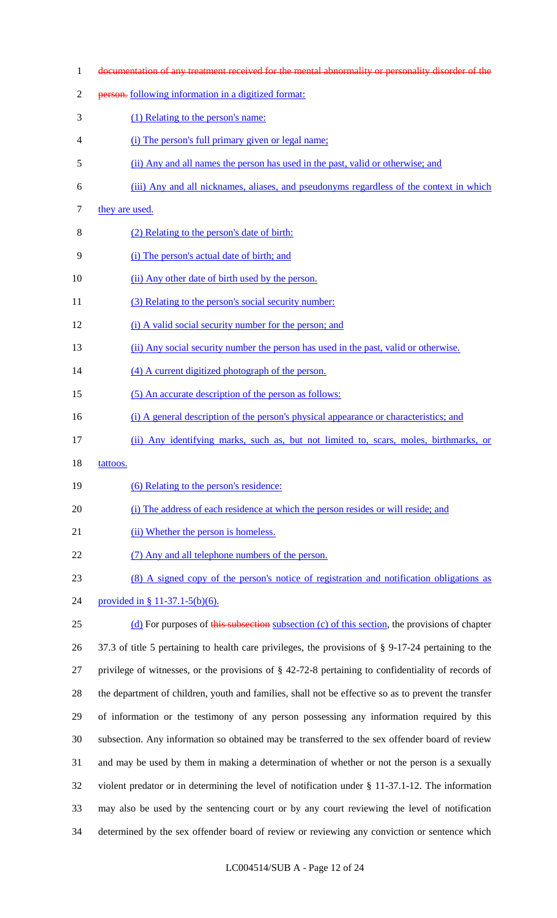~~documentation of any treatment received for the mental abnormality or personality disorder of the person.~~ following information in a digitized format:

(1) Relating to the person's name:

(i) The person's full primary given or legal name;

(ii) Any and all names the person has used in the past, valid or otherwise; and

(iii) Any and all nicknames, aliases, and pseudonyms regardless of the context in which they are used.

(2) Relating to the person's date of birth:

(i) The person's actual date of birth; and

(ii) Any other date of birth used by the person.

(3) Relating to the person's social security number:

(i) A valid social security number for the person; and

(ii) Any social security number the person has used in the past, valid or otherwise.

(4) A current digitized photograph of the person.

(5) An accurate description of the person as follows:

(i) A general description of the person's physical appearance or characteristics; and

(ii) Any identifying marks, such as, but not limited to, scars, moles, birthmarks, or tattoos.

(6) Relating to the person's residence:

(i) The address of each residence at which the person resides or will reside; and

(ii) Whether the person is homeless.

(7) Any and all telephone numbers of the person.

(8) A signed copy of the person's notice of registration and notification obligations as provided in § 11-37.1-5(b)(6).

(d) For purposes of ~~this subsection~~ subsection (c) of this section, the provisions of chapter 37.3 of title 5 pertaining to health care privileges, the provisions of § 9-17-24 pertaining to the privilege of witnesses, or the provisions of § 42-72-8 pertaining to confidentiality of records of the department of children, youth and families, shall not be effective so as to prevent the transfer of information or the testimony of any person possessing any information required by this subsection. Any information so obtained may be transferred to the sex offender board of review and may be used by them in making a determination of whether or not the person is a sexually violent predator or in determining the level of notification under § 11-37.1-12. The information may also be used by the sentencing court or by any court reviewing the level of notification determined by the sex offender board of review or reviewing any conviction or sentence which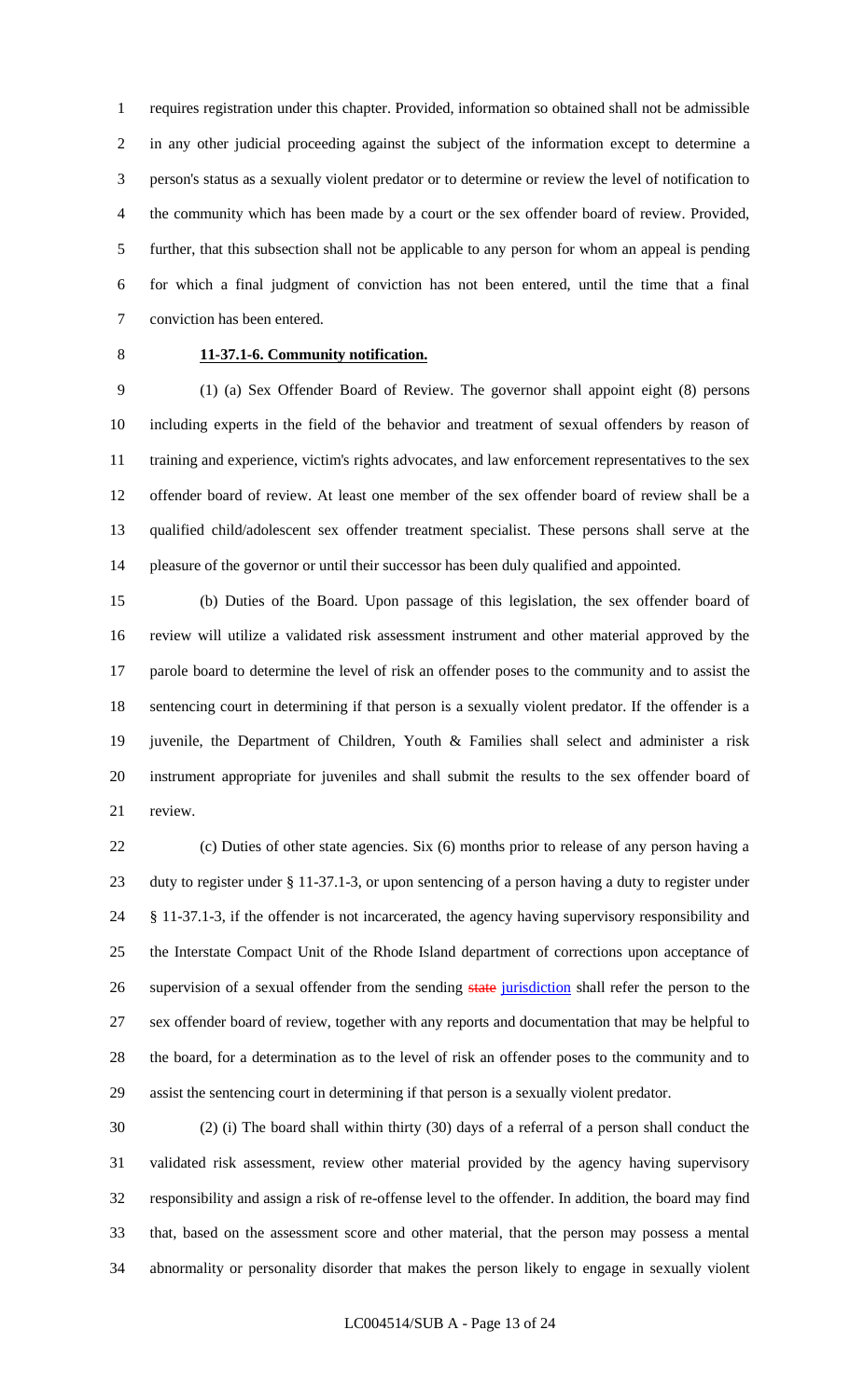requires registration under this chapter. Provided, information so obtained shall not be admissible in any other judicial proceeding against the subject of the information except to determine a person's status as a sexually violent predator or to determine or review the level of notification to the community which has been made by a court or the sex offender board of review. Provided, further, that this subsection shall not be applicable to any person for whom an appeal is pending for which a final judgment of conviction has not been entered, until the time that a final conviction has been entered.

**11-37.1-6. Community notification.**

(1) (a) Sex Offender Board of Review. The governor shall appoint eight (8) persons including experts in the field of the behavior and treatment of sexual offenders by reason of training and experience, victim's rights advocates, and law enforcement representatives to the sex offender board of review. At least one member of the sex offender board of review shall be a qualified child/adolescent sex offender treatment specialist. These persons shall serve at the pleasure of the governor or until their successor has been duly qualified and appointed.

(b) Duties of the Board. Upon passage of this legislation, the sex offender board of review will utilize a validated risk assessment instrument and other material approved by the parole board to determine the level of risk an offender poses to the community and to assist the sentencing court in determining if that person is a sexually violent predator. If the offender is a juvenile, the Department of Children, Youth & Families shall select and administer a risk instrument appropriate for juveniles and shall submit the results to the sex offender board of review.

(c) Duties of other state agencies. Six (6) months prior to release of any person having a duty to register under § 11-37.1-3, or upon sentencing of a person having a duty to register under § 11-37.1-3, if the offender is not incarcerated, the agency having supervisory responsibility and the Interstate Compact Unit of the Rhode Island department of corrections upon acceptance of supervision of a sexual offender from the sending ~~state~~ jurisdiction shall refer the person to the sex offender board of review, together with any reports and documentation that may be helpful to the board, for a determination as to the level of risk an offender poses to the community and to assist the sentencing court in determining if that person is a sexually violent predator.

(2) (i) The board shall within thirty (30) days of a referral of a person shall conduct the validated risk assessment, review other material provided by the agency having supervisory responsibility and assign a risk of re-offense level to the offender. In addition, the board may find that, based on the assessment score and other material, that the person may possess a mental abnormality or personality disorder that makes the person likely to engage in sexually violent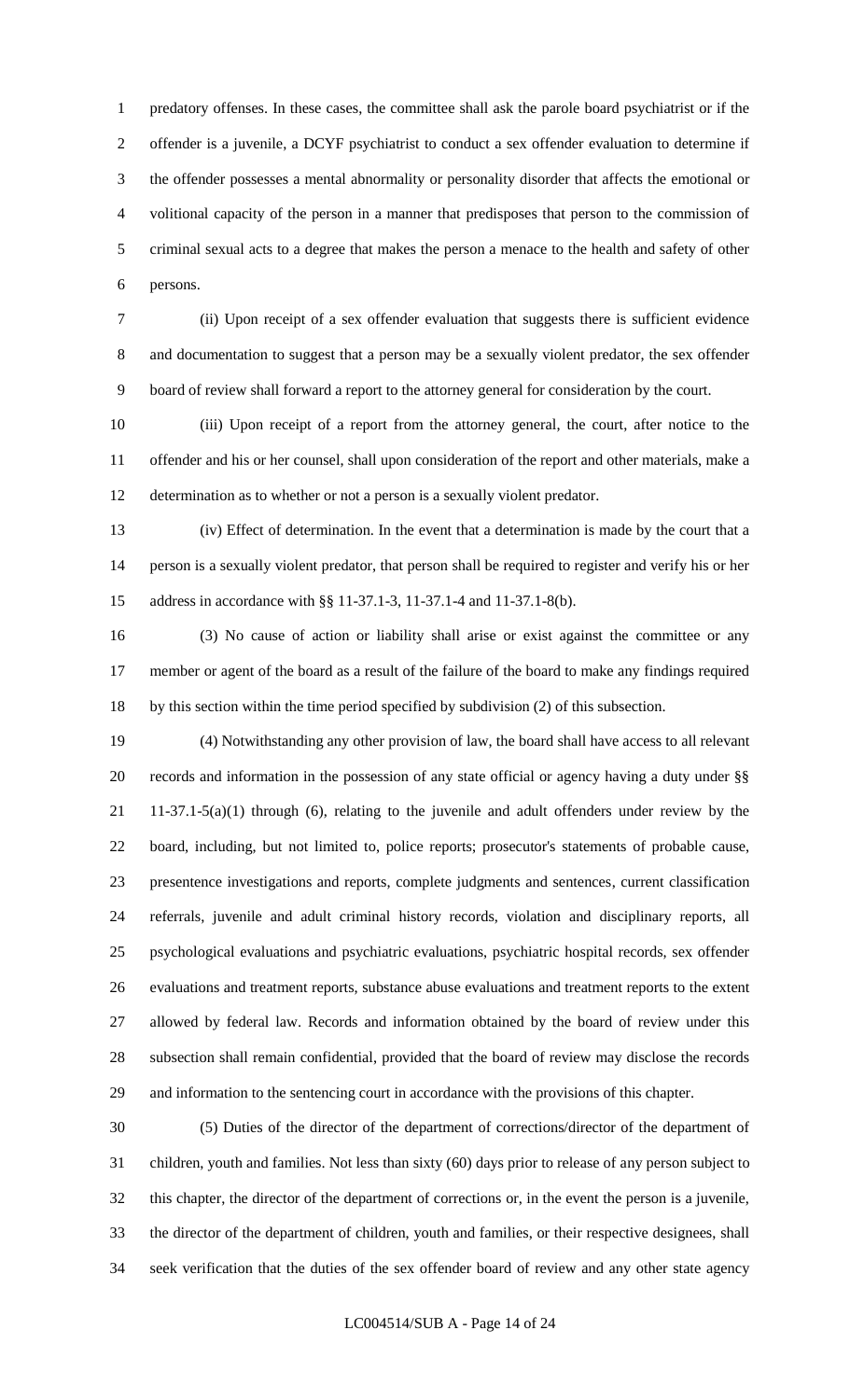predatory offenses. In these cases, the committee shall ask the parole board psychiatrist or if the offender is a juvenile, a DCYF psychiatrist to conduct a sex offender evaluation to determine if the offender possesses a mental abnormality or personality disorder that affects the emotional or volitional capacity of the person in a manner that predisposes that person to the commission of criminal sexual acts to a degree that makes the person a menace to the health and safety of other persons.

(ii) Upon receipt of a sex offender evaluation that suggests there is sufficient evidence and documentation to suggest that a person may be a sexually violent predator, the sex offender board of review shall forward a report to the attorney general for consideration by the court.

(iii) Upon receipt of a report from the attorney general, the court, after notice to the offender and his or her counsel, shall upon consideration of the report and other materials, make a determination as to whether or not a person is a sexually violent predator.

(iv) Effect of determination. In the event that a determination is made by the court that a person is a sexually violent predator, that person shall be required to register and verify his or her address in accordance with §§ 11-37.1-3, 11-37.1-4 and 11-37.1-8(b).

(3) No cause of action or liability shall arise or exist against the committee or any member or agent of the board as a result of the failure of the board to make any findings required by this section within the time period specified by subdivision (2) of this subsection.

(4) Notwithstanding any other provision of law, the board shall have access to all relevant records and information in the possession of any state official or agency having a duty under §§ 11-37.1-5(a)(1) through (6), relating to the juvenile and adult offenders under review by the board, including, but not limited to, police reports; prosecutor's statements of probable cause, presentence investigations and reports, complete judgments and sentences, current classification referrals, juvenile and adult criminal history records, violation and disciplinary reports, all psychological evaluations and psychiatric evaluations, psychiatric hospital records, sex offender evaluations and treatment reports, substance abuse evaluations and treatment reports to the extent allowed by federal law. Records and information obtained by the board of review under this subsection shall remain confidential, provided that the board of review may disclose the records and information to the sentencing court in accordance with the provisions of this chapter.

(5) Duties of the director of the department of corrections/director of the department of children, youth and families. Not less than sixty (60) days prior to release of any person subject to this chapter, the director of the department of corrections or, in the event the person is a juvenile, the director of the department of children, youth and families, or their respective designees, shall seek verification that the duties of the sex offender board of review and any other state agency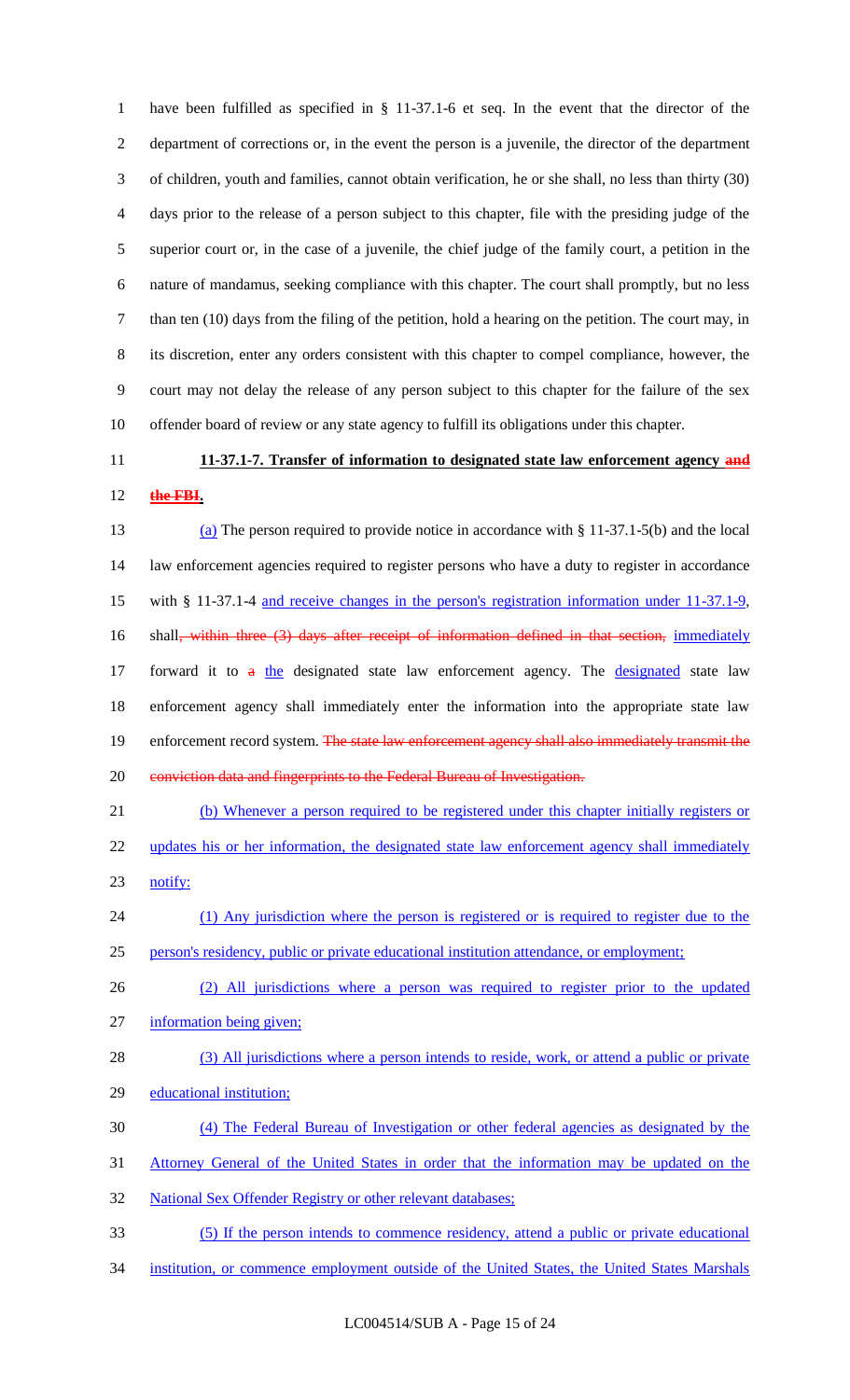have been fulfilled as specified in § 11-37.1-6 et seq. In the event that the director of the department of corrections or, in the event the person is a juvenile, the director of the department of children, youth and families, cannot obtain verification, he or she shall, no less than thirty (30) days prior to the release of a person subject to this chapter, file with the presiding judge of the superior court or, in the case of a juvenile, the chief judge of the family court, a petition in the nature of mandamus, seeking compliance with this chapter. The court shall promptly, but no less than ten (10) days from the filing of the petition, hold a hearing on the petition. The court may, in its discretion, enter any orders consistent with this chapter to compel compliance, however, the court may not delay the release of any person subject to this chapter for the failure of the sex offender board of review or any state agency to fulfill its obligations under this chapter.

**11-37.1-7. Transfer of information to designated state law enforcement agency ~~and the FBI~~.**

(a) The person required to provide notice in accordance with § 11-37.1-5(b) and the local law enforcement agencies required to register persons who have a duty to register in accordance with § 11-37.1-4 and receive changes in the person's registration information under 11-37.1-9, shall~~, within three (3) days after receipt of information defined in that section,~~ immediately forward it to ~~a~~ the designated state law enforcement agency. The designated state law enforcement agency shall immediately enter the information into the appropriate state law enforcement record system. ~~The state law enforcement agency shall also immediately transmit the conviction data and fingerprints to the Federal Bureau of Investigation.~~

(b) Whenever a person required to be registered under this chapter initially registers or updates his or her information, the designated state law enforcement agency shall immediately notify:

(1) Any jurisdiction where the person is registered or is required to register due to the person's residency, public or private educational institution attendance, or employment;

(2) All jurisdictions where a person was required to register prior to the updated information being given;

(3) All jurisdictions where a person intends to reside, work, or attend a public or private educational institution;

(4) The Federal Bureau of Investigation or other federal agencies as designated by the Attorney General of the United States in order that the information may be updated on the National Sex Offender Registry or other relevant databases;

(5) If the person intends to commence residency, attend a public or private educational institution, or commence employment outside of the United States, the United States Marshals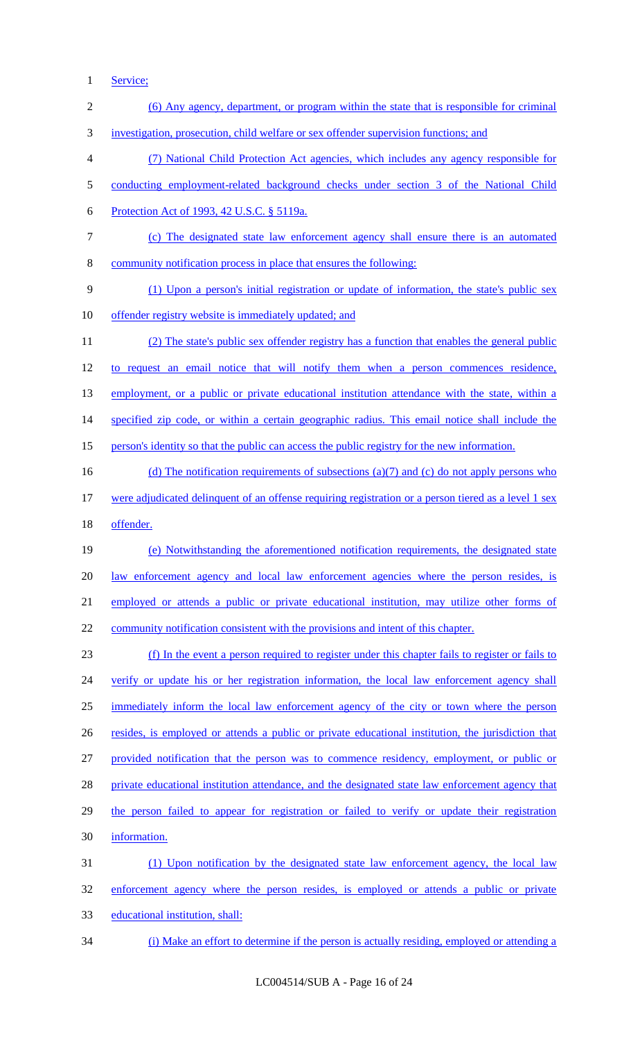Service;

(6) Any agency, department, or program within the state that is responsible for criminal investigation, prosecution, child welfare or sex offender supervision functions; and

(7) National Child Protection Act agencies, which includes any agency responsible for conducting employment-related background checks under section 3 of the National Child Protection Act of 1993, 42 U.S.C. § 5119a.

(c) The designated state law enforcement agency shall ensure there is an automated community notification process in place that ensures the following:

(1) Upon a person's initial registration or update of information, the state's public sex offender registry website is immediately updated; and

(2) The state's public sex offender registry has a function that enables the general public to request an email notice that will notify them when a person commences residence, employment, or a public or private educational institution attendance with the state, within a specified zip code, or within a certain geographic radius. This email notice shall include the person's identity so that the public can access the public registry for the new information.

(d) The notification requirements of subsections (a)(7) and (c) do not apply persons who were adjudicated delinquent of an offense requiring registration or a person tiered as a level 1 sex offender.

(e) Notwithstanding the aforementioned notification requirements, the designated state law enforcement agency and local law enforcement agencies where the person resides, is employed or attends a public or private educational institution, may utilize other forms of community notification consistent with the provisions and intent of this chapter.

(f) In the event a person required to register under this chapter fails to register or fails to verify or update his or her registration information, the local law enforcement agency shall immediately inform the local law enforcement agency of the city or town where the person resides, is employed or attends a public or private educational institution, the jurisdiction that provided notification that the person was to commence residency, employment, or public or private educational institution attendance, and the designated state law enforcement agency that the person failed to appear for registration or failed to verify or update their registration information.

(1) Upon notification by the designated state law enforcement agency, the local law enforcement agency where the person resides, is employed or attends a public or private educational institution, shall:

(i) Make an effort to determine if the person is actually residing, employed or attending a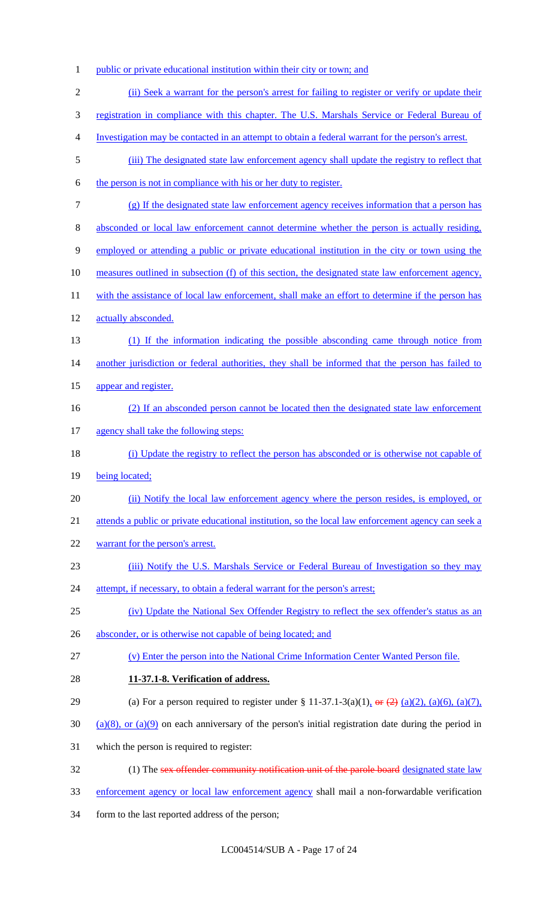public or private educational institution within their city or town; and

(ii) Seek a warrant for the person's arrest for failing to register or verify or update their registration in compliance with this chapter. The U.S. Marshals Service or Federal Bureau of Investigation may be contacted in an attempt to obtain a federal warrant for the person's arrest.

(iii) The designated state law enforcement agency shall update the registry to reflect that the person is not in compliance with his or her duty to register.

(g) If the designated state law enforcement agency receives information that a person has absconded or local law enforcement cannot determine whether the person is actually residing, employed or attending a public or private educational institution in the city or town using the measures outlined in subsection (f) of this section, the designated state law enforcement agency, with the assistance of local law enforcement, shall make an effort to determine if the person has actually absconded.

(1) If the information indicating the possible absconding came through notice from another jurisdiction or federal authorities, they shall be informed that the person has failed to appear and register.

(2) If an absconded person cannot be located then the designated state law enforcement agency shall take the following steps:

(i) Update the registry to reflect the person has absconded or is otherwise not capable of being located;

(ii) Notify the local law enforcement agency where the person resides, is employed, or attends a public or private educational institution, so the local law enforcement agency can seek a warrant for the person's arrest.

(iii) Notify the U.S. Marshals Service or Federal Bureau of Investigation so they may attempt, if necessary, to obtain a federal warrant for the person's arrest;

(iv) Update the National Sex Offender Registry to reflect the sex offender's status as an absconder, or is otherwise not capable of being located; and

(v) Enter the person into the National Crime Information Center Wanted Person file.

**11-37.1-8. Verification of address.**

(a) For a person required to register under § 11-37.1-3(a)(1), ~~or (2)~~ (a)(2), (a)(6), (a)(7), (a)(8), or (a)(9) on each anniversary of the person's initial registration date during the period in which the person is required to register:

(1) The ~~sex offender community notification unit of the parole board~~ designated state law enforcement agency or local law enforcement agency shall mail a non-forwardable verification form to the last reported address of the person;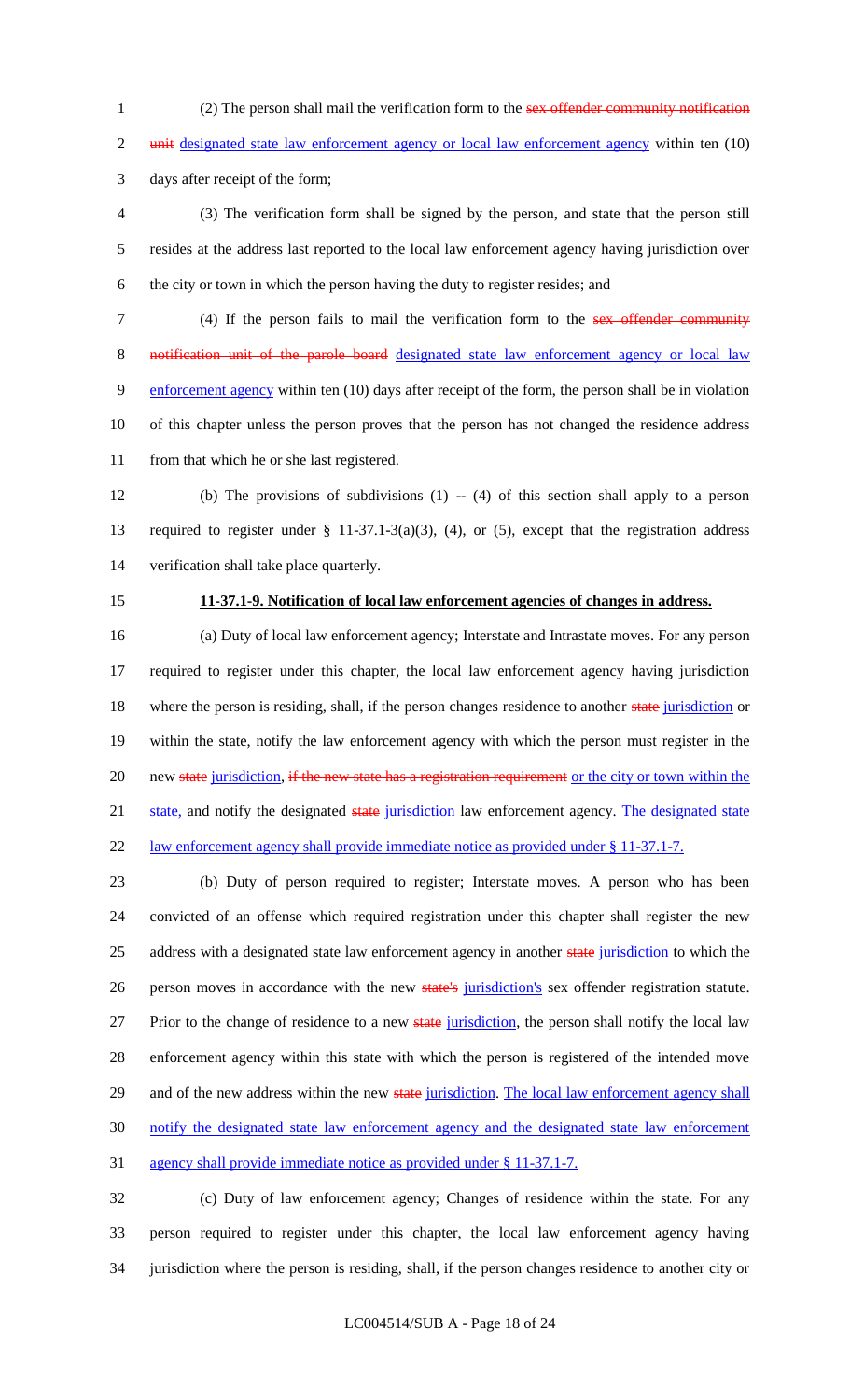(2) The person shall mail the verification form to the ~~sex offender community notification unit~~ designated state law enforcement agency or local law enforcement agency within ten (10) days after receipt of the form;

(3) The verification form shall be signed by the person, and state that the person still resides at the address last reported to the local law enforcement agency having jurisdiction over the city or town in which the person having the duty to register resides; and

(4) If the person fails to mail the verification form to the ~~sex offender community notification unit of the parole board~~ designated state law enforcement agency or local law enforcement agency within ten (10) days after receipt of the form, the person shall be in violation of this chapter unless the person proves that the person has not changed the residence address from that which he or she last registered.

(b) The provisions of subdivisions (1) -- (4) of this section shall apply to a person required to register under § 11-37.1-3(a)(3), (4), or (5), except that the registration address verification shall take place quarterly.

**11-37.1-9. Notification of local law enforcement agencies of changes in address.**

(a) Duty of local law enforcement agency; Interstate and Intrastate moves. For any person required to register under this chapter, the local law enforcement agency having jurisdiction where the person is residing, shall, if the person changes residence to another ~~state~~ jurisdiction or within the state, notify the law enforcement agency with which the person must register in the new ~~state~~ jurisdiction, ~~if the new state has a registration requirement~~ or the city or town within the state, and notify the designated ~~state~~ jurisdiction law enforcement agency. The designated state law enforcement agency shall provide immediate notice as provided under § 11-37.1-7.

(b) Duty of person required to register; Interstate moves. A person who has been convicted of an offense which required registration under this chapter shall register the new address with a designated state law enforcement agency in another ~~state~~ jurisdiction to which the person moves in accordance with the new ~~state's~~ jurisdiction's sex offender registration statute. Prior to the change of residence to a new ~~state~~ jurisdiction, the person shall notify the local law enforcement agency within this state with which the person is registered of the intended move and of the new address within the new ~~state~~ jurisdiction. The local law enforcement agency shall notify the designated state law enforcement agency and the designated state law enforcement agency shall provide immediate notice as provided under § 11-37.1-7.

(c) Duty of law enforcement agency; Changes of residence within the state. For any person required to register under this chapter, the local law enforcement agency having jurisdiction where the person is residing, shall, if the person changes residence to another city or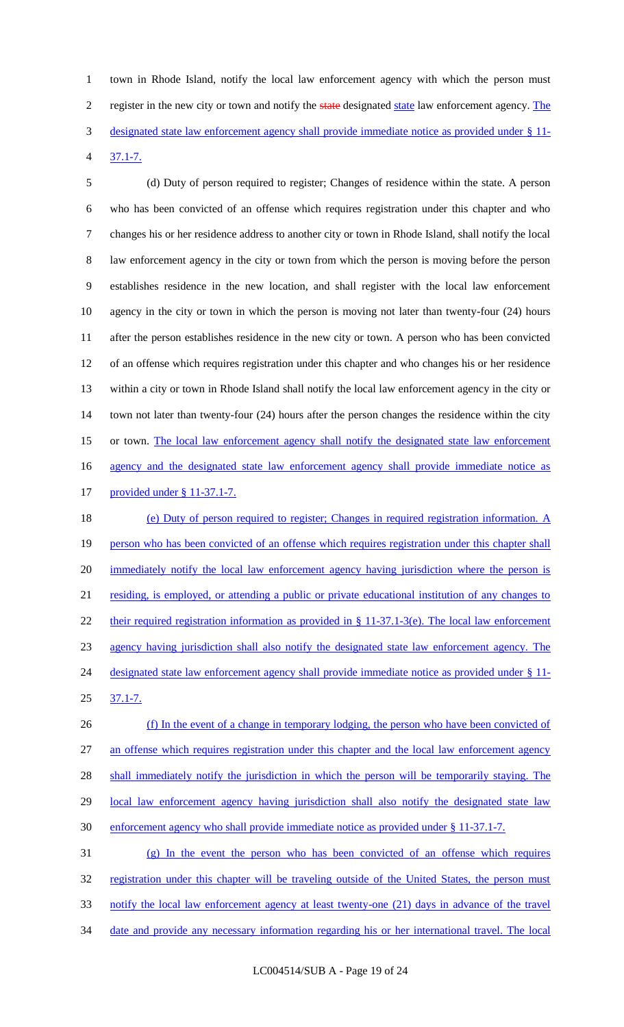town in Rhode Island, notify the local law enforcement agency with which the person must register in the new city or town and notify the ~~state~~ designated state law enforcement agency. The designated state law enforcement agency shall provide immediate notice as provided under § 11-37.1-7.

(d) Duty of person required to register; Changes of residence within the state. A person who has been convicted of an offense which requires registration under this chapter and who changes his or her residence address to another city or town in Rhode Island, shall notify the local law enforcement agency in the city or town from which the person is moving before the person establishes residence in the new location, and shall register with the local law enforcement agency in the city or town in which the person is moving not later than twenty-four (24) hours after the person establishes residence in the new city or town. A person who has been convicted of an offense which requires registration under this chapter and who changes his or her residence within a city or town in Rhode Island shall notify the local law enforcement agency in the city or town not later than twenty-four (24) hours after the person changes the residence within the city or town. The local law enforcement agency shall notify the designated state law enforcement agency and the designated state law enforcement agency shall provide immediate notice as provided under § 11-37.1-7.

(e) Duty of person required to register; Changes in required registration information. A person who has been convicted of an offense which requires registration under this chapter shall immediately notify the local law enforcement agency having jurisdiction where the person is residing, is employed, or attending a public or private educational institution of any changes to their required registration information as provided in § 11-37.1-3(e). The local law enforcement agency having jurisdiction shall also notify the designated state law enforcement agency. The designated state law enforcement agency shall provide immediate notice as provided under § 11-37.1-7.

(f) In the event of a change in temporary lodging, the person who have been convicted of an offense which requires registration under this chapter and the local law enforcement agency shall immediately notify the jurisdiction in which the person will be temporarily staying. The local law enforcement agency having jurisdiction shall also notify the designated state law enforcement agency who shall provide immediate notice as provided under § 11-37.1-7.

(g) In the event the person who has been convicted of an offense which requires registration under this chapter will be traveling outside of the United States, the person must notify the local law enforcement agency at least twenty-one (21) days in advance of the travel date and provide any necessary information regarding his or her international travel. The local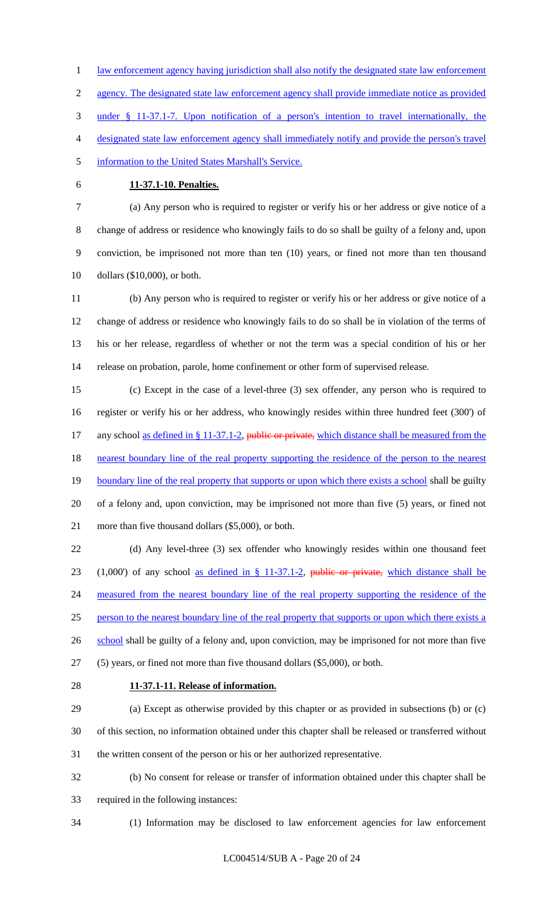law enforcement agency having jurisdiction shall also notify the designated state law enforcement agency. The designated state law enforcement agency shall provide immediate notice as provided under § 11-37.1-7. Upon notification of a person's intention to travel internationally, the designated state law enforcement agency shall immediately notify and provide the person's travel information to the United States Marshall's Service.

**11-37.1-10. Penalties.**

(a) Any person who is required to register or verify his or her address or give notice of a change of address or residence who knowingly fails to do so shall be guilty of a felony and, upon conviction, be imprisoned not more than ten (10) years, or fined not more than ten thousand dollars ($10,000), or both.

(b) Any person who is required to register or verify his or her address or give notice of a change of address or residence who knowingly fails to do so shall be in violation of the terms of his or her release, regardless of whether or not the term was a special condition of his or her release on probation, parole, home confinement or other form of supervised release.

(c) Except in the case of a level-three (3) sex offender, any person who is required to register or verify his or her address, who knowingly resides within three hundred feet (300') of any school as defined in § 11-37.1-2, ~~public or private,~~ which distance shall be measured from the nearest boundary line of the real property supporting the residence of the person to the nearest boundary line of the real property that supports or upon which there exists a school shall be guilty of a felony and, upon conviction, may be imprisoned not more than five (5) years, or fined not more than five thousand dollars ($5,000), or both.

(d) Any level-three (3) sex offender who knowingly resides within one thousand feet (1,000') of any school as defined in § 11-37.1-2, ~~public or private,~~ which distance shall be measured from the nearest boundary line of the real property supporting the residence of the person to the nearest boundary line of the real property that supports or upon which there exists a school shall be guilty of a felony and, upon conviction, may be imprisoned for not more than five (5) years, or fined not more than five thousand dollars ($5,000), or both.

**11-37.1-11. Release of information.**

(a) Except as otherwise provided by this chapter or as provided in subsections (b) or (c) of this section, no information obtained under this chapter shall be released or transferred without the written consent of the person or his or her authorized representative.

(b) No consent for release or transfer of information obtained under this chapter shall be required in the following instances:

(1) Information may be disclosed to law enforcement agencies for law enforcement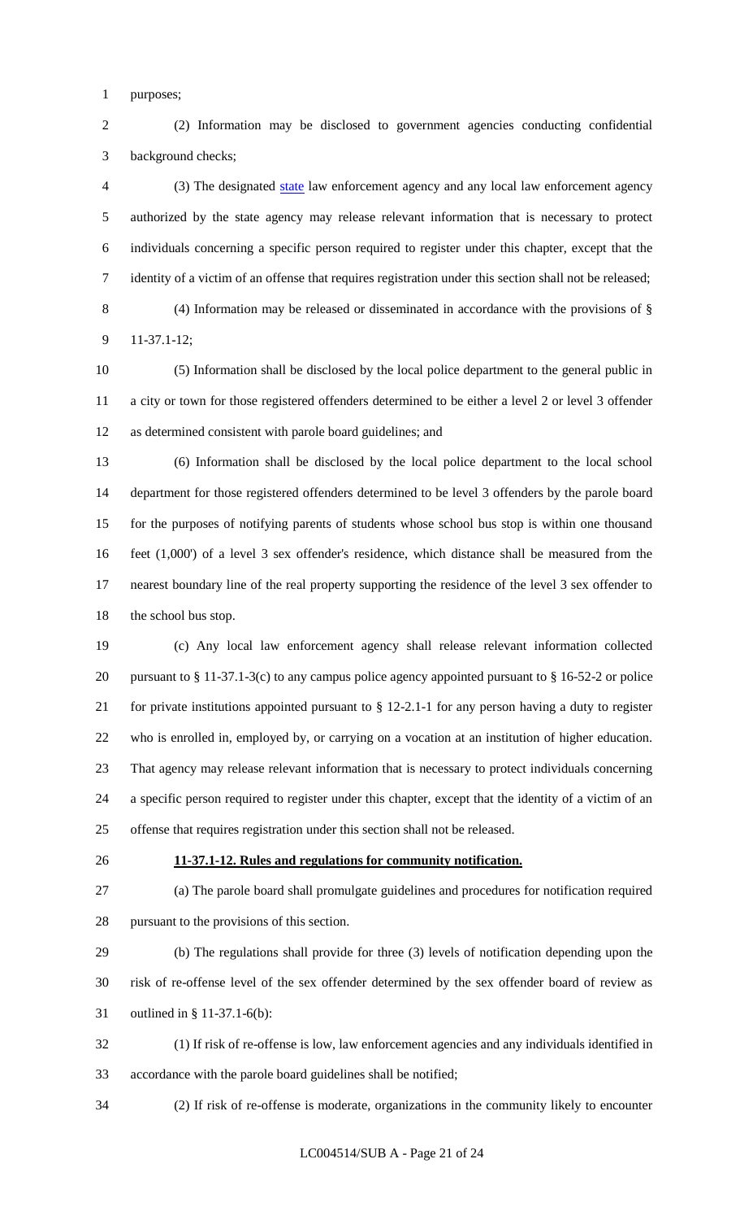purposes;

(2) Information may be disclosed to government agencies conducting confidential background checks;

(3) The designated state law enforcement agency and any local law enforcement agency authorized by the state agency may release relevant information that is necessary to protect individuals concerning a specific person required to register under this chapter, except that the identity of a victim of an offense that requires registration under this section shall not be released;

(4) Information may be released or disseminated in accordance with the provisions of § 11-37.1-12;

(5) Information shall be disclosed by the local police department to the general public in a city or town for those registered offenders determined to be either a level 2 or level 3 offender as determined consistent with parole board guidelines; and

(6) Information shall be disclosed by the local police department to the local school department for those registered offenders determined to be level 3 offenders by the parole board for the purposes of notifying parents of students whose school bus stop is within one thousand feet (1,000') of a level 3 sex offender's residence, which distance shall be measured from the nearest boundary line of the real property supporting the residence of the level 3 sex offender to the school bus stop.

(c) Any local law enforcement agency shall release relevant information collected pursuant to § 11-37.1-3(c) to any campus police agency appointed pursuant to § 16-52-2 or police for private institutions appointed pursuant to § 12-2.1-1 for any person having a duty to register who is enrolled in, employed by, or carrying on a vocation at an institution of higher education. That agency may release relevant information that is necessary to protect individuals concerning a specific person required to register under this chapter, except that the identity of a victim of an offense that requires registration under this section shall not be released.

**11-37.1-12. Rules and regulations for community notification.**

(a) The parole board shall promulgate guidelines and procedures for notification required pursuant to the provisions of this section.

(b) The regulations shall provide for three (3) levels of notification depending upon the risk of re-offense level of the sex offender determined by the sex offender board of review as outlined in § 11-37.1-6(b):

(1) If risk of re-offense is low, law enforcement agencies and any individuals identified in accordance with the parole board guidelines shall be notified;

(2) If risk of re-offense is moderate, organizations in the community likely to encounter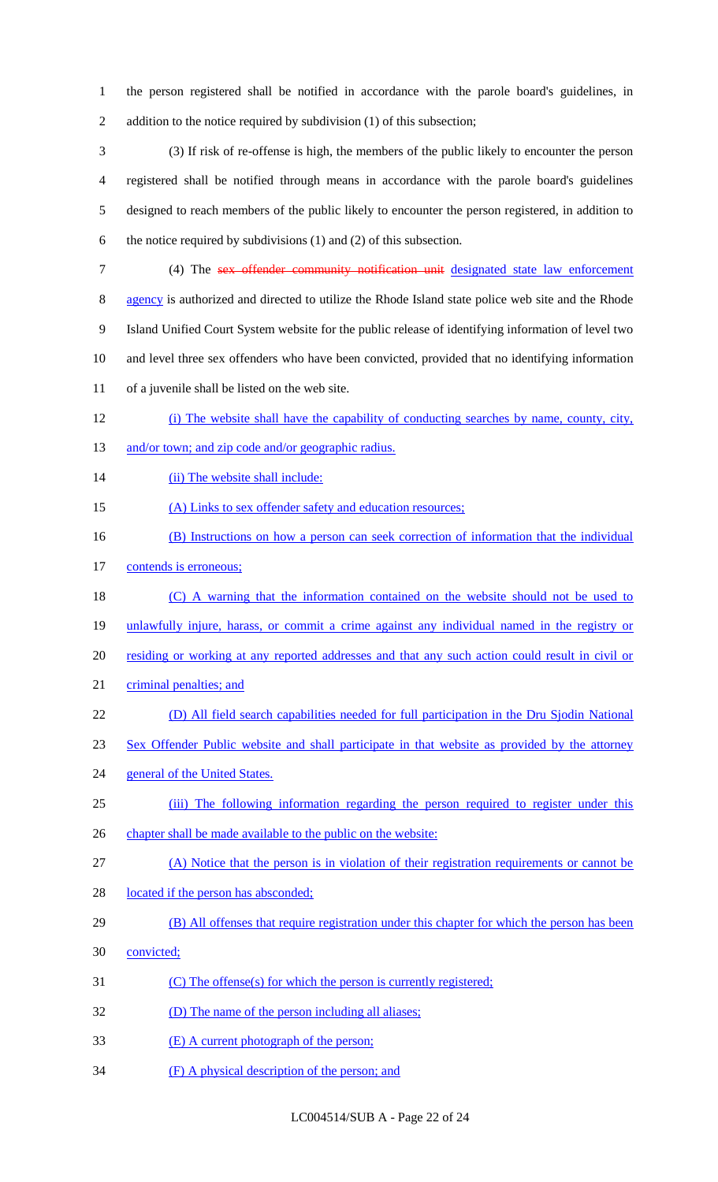the person registered shall be notified in accordance with the parole board's guidelines, in addition to the notice required by subdivision (1) of this subsection;

(3) If risk of re-offense is high, the members of the public likely to encounter the person registered shall be notified through means in accordance with the parole board's guidelines designed to reach members of the public likely to encounter the person registered, in addition to the notice required by subdivisions (1) and (2) of this subsection.

(4) The ~~sex offender community notification unit~~ designated state law enforcement agency is authorized and directed to utilize the Rhode Island state police web site and the Rhode Island Unified Court System website for the public release of identifying information of level two and level three sex offenders who have been convicted, provided that no identifying information of a juvenile shall be listed on the web site.

(i) The website shall have the capability of conducting searches by name, county, city, and/or town; and zip code and/or geographic radius.

(ii) The website shall include:

(A) Links to sex offender safety and education resources;

(B) Instructions on how a person can seek correction of information that the individual contends is erroneous;

(C) A warning that the information contained on the website should not be used to unlawfully injure, harass, or commit a crime against any individual named in the registry or residing or working at any reported addresses and that any such action could result in civil or criminal penalties; and

(D) All field search capabilities needed for full participation in the Dru Sjodin National Sex Offender Public website and shall participate in that website as provided by the attorney general of the United States.

(iii) The following information regarding the person required to register under this chapter shall be made available to the public on the website:

(A) Notice that the person is in violation of their registration requirements or cannot be located if the person has absconded;

(B) All offenses that require registration under this chapter for which the person has been convicted;

(C) The offense(s) for which the person is currently registered;

(D) The name of the person including all aliases;

(E) A current photograph of the person;

(F) A physical description of the person; and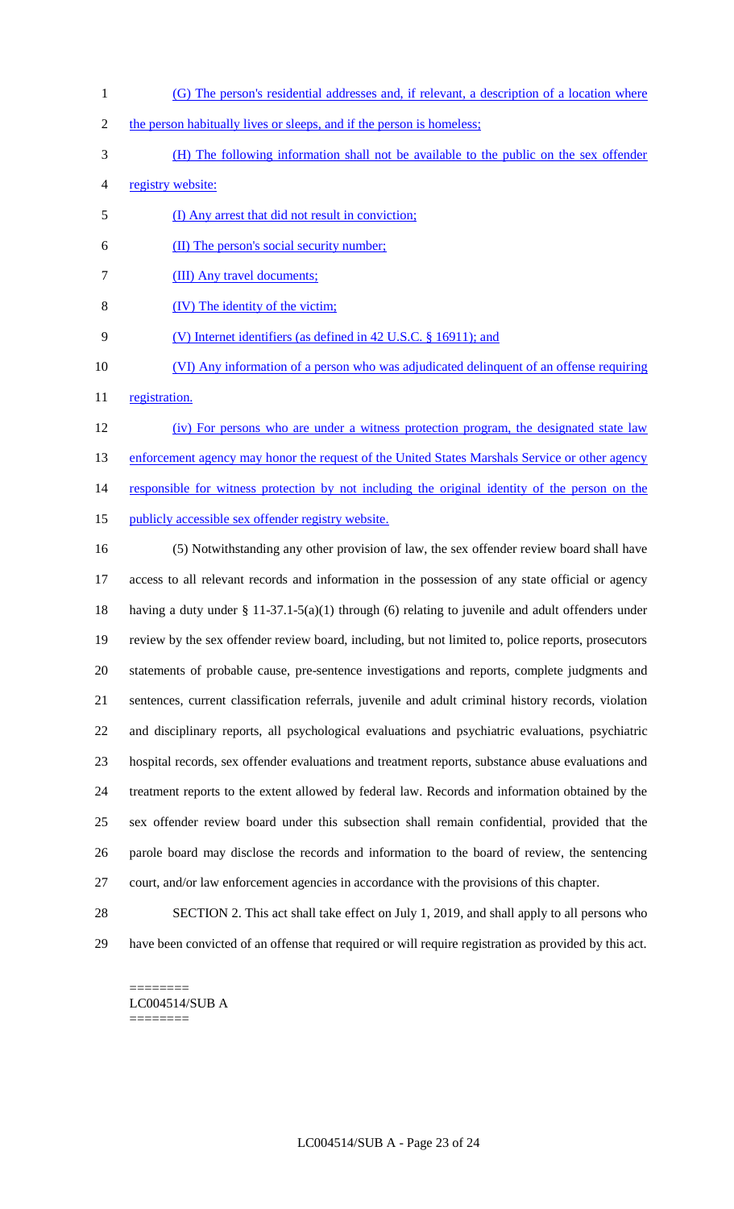(G) The person's residential addresses and, if relevant, a description of a location where the person habitually lives or sleeps, and if the person is homeless;

(H) The following information shall not be available to the public on the sex offender registry website:

(I) Any arrest that did not result in conviction;

(II) The person's social security number;

(III) Any travel documents;

(IV) The identity of the victim;

(V) Internet identifiers (as defined in 42 U.S.C. § 16911); and

(VI) Any information of a person who was adjudicated delinquent of an offense requiring registration.

(iv) For persons who are under a witness protection program, the designated state law enforcement agency may honor the request of the United States Marshals Service or other agency responsible for witness protection by not including the original identity of the person on the publicly accessible sex offender registry website.

(5) Notwithstanding any other provision of law, the sex offender review board shall have access to all relevant records and information in the possession of any state official or agency having a duty under § 11-37.1-5(a)(1) through (6) relating to juvenile and adult offenders under review by the sex offender review board, including, but not limited to, police reports, prosecutors statements of probable cause, pre-sentence investigations and reports, complete judgments and sentences, current classification referrals, juvenile and adult criminal history records, violation and disciplinary reports, all psychological evaluations and psychiatric evaluations, psychiatric hospital records, sex offender evaluations and treatment reports, substance abuse evaluations and treatment reports to the extent allowed by federal law. Records and information obtained by the sex offender review board under this subsection shall remain confidential, provided that the parole board may disclose the records and information to the board of review, the sentencing court, and/or law enforcement agencies in accordance with the provisions of this chapter.

SECTION 2. This act shall take effect on July 1, 2019, and shall apply to all persons who have been convicted of an offense that required or will require registration as provided by this act.

========
LC004514/SUB A
========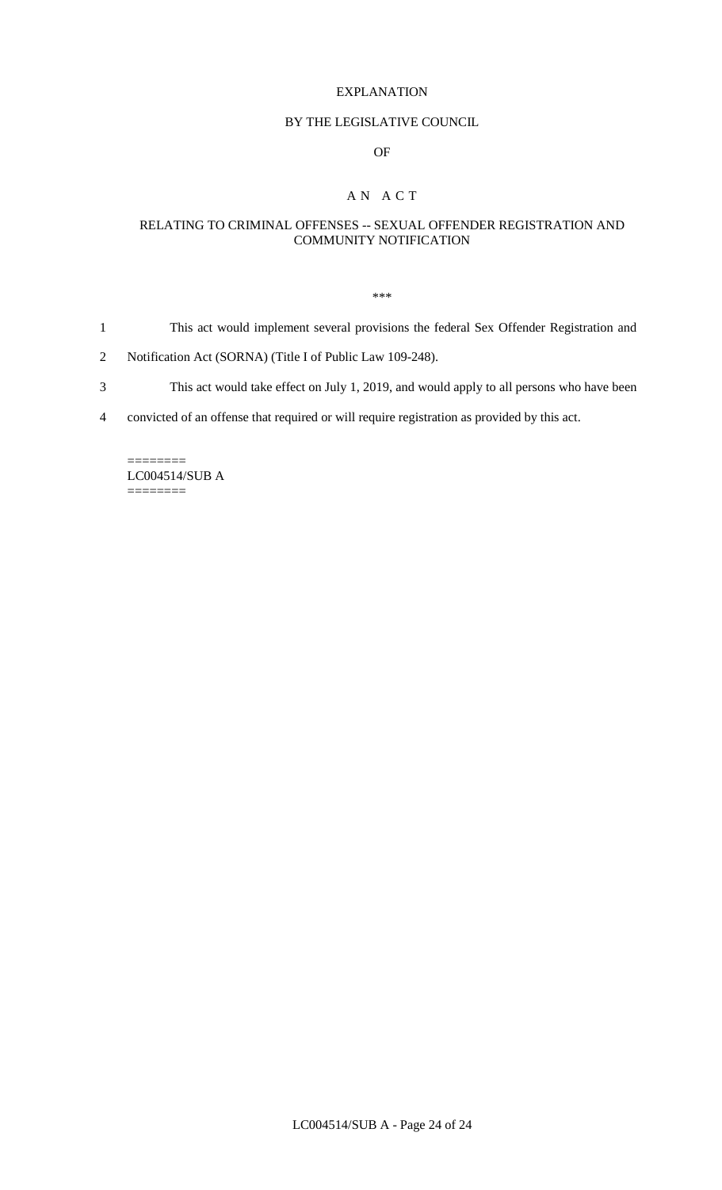EXPLANATION

BY THE LEGISLATIVE COUNCIL

OF

A N A C T

RELATING TO CRIMINAL OFFENSES -- SEXUAL OFFENDER REGISTRATION AND COMMUNITY NOTIFICATION

\*\*\*

1 This act would implement several provisions the federal Sex Offender Registration and
2 Notification Act (SORNA) (Title I of Public Law 109-248).
3 This act would take effect on July 1, 2019, and would apply to all persons who have been
4 convicted of an offense that required or will require registration as provided by this act.

========
LC004514/SUB A
========